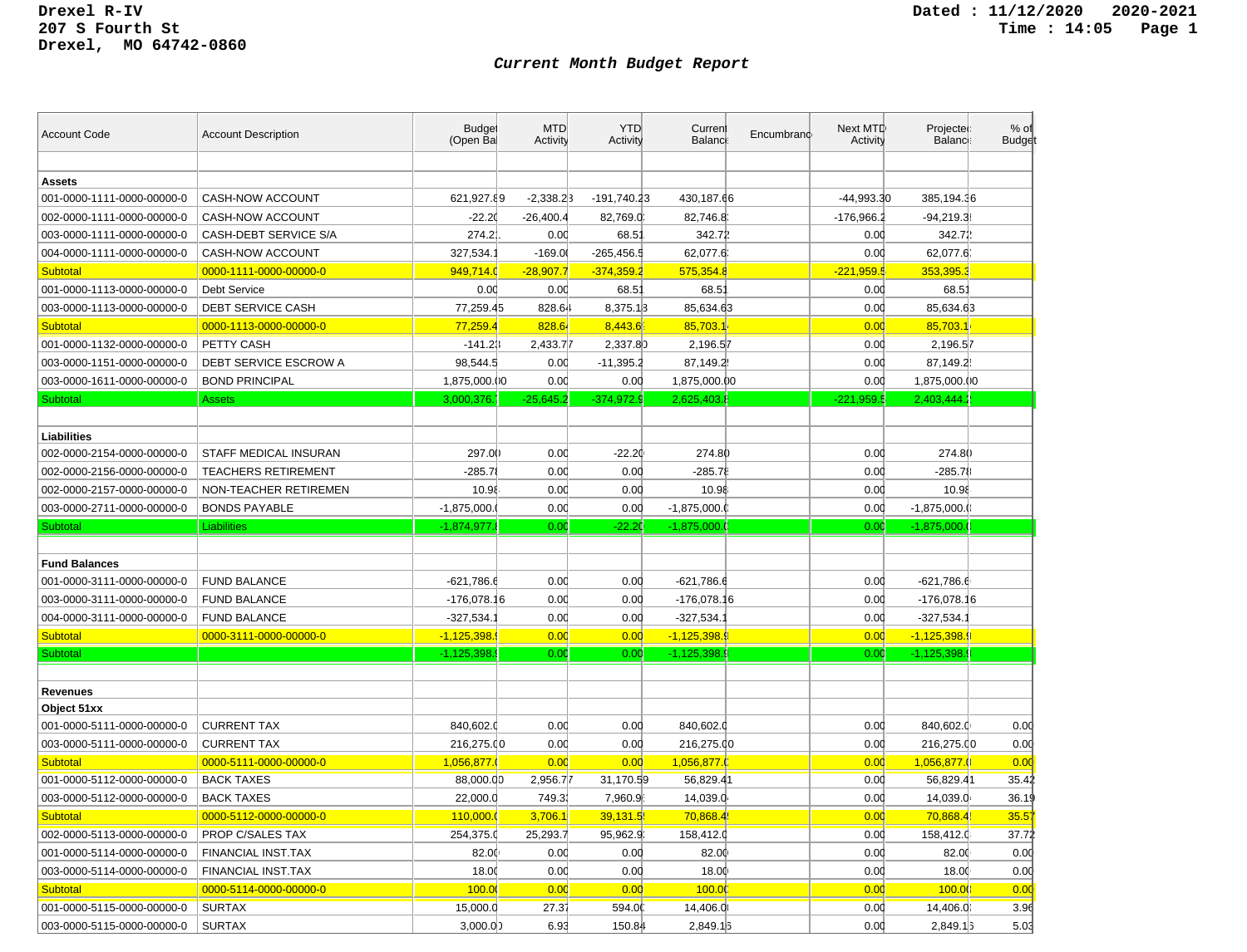Drexel R-IV
207 S Fourth St
Drexel, MO 64742-0860

Dated : 11/12/2020 2020-2021
Time : 14:05

## *Current Month Budget Report*

| Account Code | Account Description | Budget (Open Bal | MTD Activity | YTD Activity | Current Balance | Encumbrance | Next MTD Activity | Projected Balance | % of Budget |
|---|---|---|---|---|---|---|---|---|---|
| | | | | | | | | | |
| **Assets** | | | | | | | | | |
| 001-0000-1111-0000-00000-0 | CASH-NOW ACCOUNT | 621,927.89 | -2,338.23 | -191,740.23 | 430,187.66 | | -44,993.30 | 385,194.36 | |
| 002-0000-1111-0000-00000-0 | CASH-NOW ACCOUNT | -22.20 | -26,400.4 | 82,769.0 | 82,746.8 | | -176,966.2 | -94,219.3 | |
| 003-0000-1111-0000-00000-0 | CASH-DEBT SERVICE S/A | 274.2 | 0.00 | 68.51 | 342.72 | | 0.00 | 342.72 | |
| 004-0000-1111-0000-00000-0 | CASH-NOW ACCOUNT | 327,534.1 | -169.00 | -265,456.5 | 62,077.6 | | 0.00 | 62,077.6 | |
| Subtotal | 0000-1111-0000-00000-0 | 949,714.0 | -28,907.7 | -374,359.2 | 575,354.8 | | -221,959.5 | 353,395.3 | |
| 001-0000-1113-0000-00000-0 | Debt Service | 0.00 | 0.00 | 68.51 | 68.51 | | 0.00 | 68.51 | |
| 003-0000-1113-0000-00000-0 | DEBT SERVICE CASH | 77,259.45 | 828.64 | 8,375.18 | 85,634.63 | | 0.00 | 85,634.63 | |
| Subtotal | 0000-1113-0000-00000-0 | 77,259.4 | 828.64 | 8,443.6 | 85,703.1 | | 0.00 | 85,703.1 | |
| 001-0000-1132-0000-00000-0 | PETTY CASH | -141.23 | 2,433.77 | 2,337.80 | 2,196.57 | | 0.00 | 2,196.57 | |
| 003-0000-1151-0000-00000-0 | DEBT SERVICE ESCROW A | 98,544.5 | 0.00 | -11,395.2 | 87,149.2 | | 0.00 | 87,149.2 | |
| 003-0000-1611-0000-00000-0 | BOND PRINCIPAL | 1,875,000.00 | 0.00 | 0.00 | 1,875,000.00 | | 0.00 | 1,875,000.00 | |
| Subtotal | Assets | 3,000,376.7 | -25,645.2 | -374,972.9 | 2,625,403.8 | | -221,959.5 | 2,403,444.2 | |
| | | | | | | | | | |
| **Liabilities** | | | | | | | | | |
| 002-0000-2154-0000-00000-0 | STAFF MEDICAL INSURAN | 297.00 | 0.00 | -22.20 | 274.80 | | 0.00 | 274.80 | |
| 002-0000-2156-0000-00000-0 | TEACHERS RETIREMENT | -285.78 | 0.00 | 0.00 | -285.78 | | 0.00 | -285.78 | |
| 002-0000-2157-0000-00000-0 | NON-TEACHER RETIREMEN | 10.98 | 0.00 | 0.00 | 10.98 | | 0.00 | 10.98 | |
| 003-0000-2711-0000-00000-0 | BONDS PAYABLE | -1,875,000.0 | 0.00 | 0.00 | -1,875,000.0 | | 0.00 | -1,875,000.0 | |
| Subtotal | Liabilities | -1,874,977.8 | 0.00 | -22.20 | -1,875,000.0 | | 0.00 | -1,875,000.0 | |
| | | | | | | | | | |
| **Fund Balances** | | | | | | | | | |
| 001-0000-3111-0000-00000-0 | FUND BALANCE | -621,786.6 | 0.00 | 0.00 | -621,786.6 | | 0.00 | -621,786.6 | |
| 003-0000-3111-0000-00000-0 | FUND BALANCE | -176,078.16 | 0.00 | 0.00 | -176,078.16 | | 0.00 | -176,078.16 | |
| 004-0000-3111-0000-00000-0 | FUND BALANCE | -327,534.1 | 0.00 | 0.00 | -327,534.1 | | 0.00 | -327,534.1 | |
| Subtotal | 0000-3111-0000-00000-0 | -1,125,398.9 | 0.00 | 0.00 | -1,125,398.9 | | 0.00 | -1,125,398.9 | |
| Subtotal | | -1,125,398.9 | 0.00 | 0.00 | -1,125,398.9 | | 0.00 | -1,125,398.9 | |
| | | | | | | | | | |
| **Revenues** | | | | | | | | | |
| **Object 51xx** | | | | | | | | | |
| 001-0000-5111-0000-00000-0 | CURRENT TAX | 840,602.0 | 0.00 | 0.00 | 840,602.0 | | 0.00 | 840,602.0 | 0.00 |
| 003-0000-5111-0000-00000-0 | CURRENT TAX | 216,275.00 | 0.00 | 0.00 | 216,275.00 | | 0.00 | 216,275.00 | 0.00 |
| Subtotal | 0000-5111-0000-00000-0 | 1,056,877.0 | 0.00 | 0.00 | 1,056,877.0 | | 0.00 | 1,056,877.0 | 0.00 |
| 001-0000-5112-0000-00000-0 | BACK TAXES | 88,000.00 | 2,956.77 | 31,170.59 | 56,829.41 | | 0.00 | 56,829.41 | 35.42 |
| 003-0000-5112-0000-00000-0 | BACK TAXES | 22,000.0 | 749.33 | 7,960.9 | 14,039.0 | | 0.00 | 14,039.0 | 36.19 |
| Subtotal | 0000-5112-0000-00000-0 | 110,000.0 | 3,706.1 | 39,131.5 | 70,868.4 | | 0.00 | 70,868.4 | 35.57 |
| 002-0000-5113-0000-00000-0 | PROP C/SALES TAX | 254,375.0 | 25,293.7 | 95,962.9 | 158,412.0 | | 0.00 | 158,412.0 | 37.72 |
| 001-0000-5114-0000-00000-0 | FINANCIAL INST.TAX | 82.00 | 0.00 | 0.00 | 82.00 | | 0.00 | 82.00 | 0.00 |
| 003-0000-5114-0000-00000-0 | FINANCIAL INST.TAX | 18.00 | 0.00 | 0.00 | 18.00 | | 0.00 | 18.00 | 0.00 |
| Subtotal | 0000-5114-0000-00000-0 | 100.00 | 0.00 | 0.00 | 100.00 | | 0.00 | 100.00 | 0.00 |
| 001-0000-5115-0000-00000-0 | SURTAX | 15,000.0 | 27.37 | 594.00 | 14,406.0 | | 0.00 | 14,406.0 | 3.96 |
| 003-0000-5115-0000-00000-0 | SURTAX | 3,000.00 | 6.93 | 150.84 | 2,849.16 | | 0.00 | 2,849.16 | 5.03 |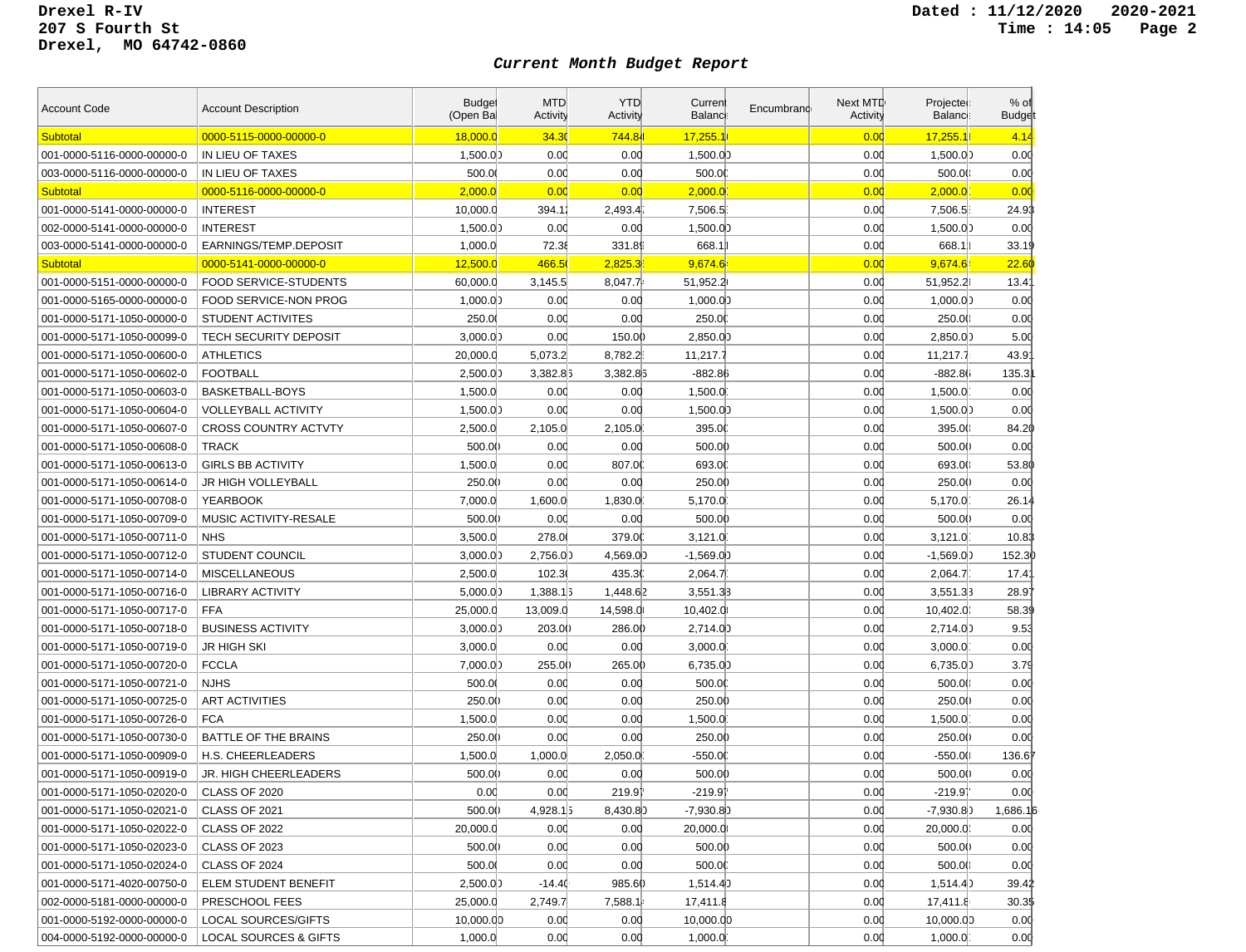Drexel R-IV
207 S Fourth St
Drexel, MO 64742-0860

Dated : 11/12/2020 2020-2021
Time : 14:05

## *Current Month Budget Report*

| Account Code | Account Description | Budget (Open Bal | MTD Activity | YTD Activity | Current Balance | Encumbrance | Next MTD Activity | Projected Balance | % of Budget |
|---|---|---|---|---|---|---|---|---|---|
| Subtotal | 0000-5115-0000-00000-0 | 18,000.0 | 34.30 | 744.84 | 17,255.1 | | 0.00 | 17,255.1 | 4.14 |
| 001-0000-5116-0000-00000-0 | IN LIEU OF TAXES | 1,500.00 | 0.00 | 0.00 | 1,500.00 | | 0.00 | 1,500.00 | 0.00 |
| 003-0000-5116-0000-00000-0 | IN LIEU OF TAXES | 500.00 | 0.00 | 0.00 | 500.00 | | 0.00 | 500.00 | 0.00 |
| Subtotal | 0000-5116-0000-00000-0 | 2,000.0 | 0.00 | 0.00 | 2,000.0 | | 0.00 | 2,000.0 | 0.00 |
| 001-0000-5141-0000-00000-0 | INTEREST | 10,000.0 | 394.1 | 2,493.4 | 7,506.5 | | 0.00 | 7,506.5 | 24.93 |
| 002-0000-5141-0000-00000-0 | INTEREST | 1,500.00 | 0.00 | 0.00 | 1,500.00 | | 0.00 | 1,500.00 | 0.00 |
| 003-0000-5141-0000-00000-0 | EARNINGS/TEMP.DEPOSIT | 1,000.0 | 72.38 | 331.89 | 668.1 | | 0.00 | 668.1 | 33.19 |
| Subtotal | 0000-5141-0000-00000-0 | 12,500.0 | 466.50 | 2,825.3 | 9,674.6 | | 0.00 | 9,674.6 | 22.60 |
| 001-0000-5151-0000-00000-0 | FOOD SERVICE-STUDENTS | 60,000.0 | 3,145.5 | 8,047.7 | 51,952.2 | | 0.00 | 51,952.2 | 13.41 |
| 001-0000-5165-0000-00000-0 | FOOD SERVICE-NON PROG | 1,000.00 | 0.00 | 0.00 | 1,000.00 | | 0.00 | 1,000.00 | 0.00 |
| 001-0000-5171-1050-00000-0 | STUDENT ACTIVITES | 250.00 | 0.00 | 0.00 | 250.00 | | 0.00 | 250.00 | 0.00 |
| 001-0000-5171-1050-00099-0 | TECH SECURITY DEPOSIT | 3,000.00 | 0.00 | 150.00 | 2,850.00 | | 0.00 | 2,850.00 | 5.00 |
| 001-0000-5171-1050-00600-0 | ATHLETICS | 20,000.0 | 5,073.2 | 8,782.2 | 11,217.7 | | 0.00 | 11,217.7 | 43.91 |
| 001-0000-5171-1050-00602-0 | FOOTBALL | 2,500.00 | 3,382.86 | 3,382.86 | -882.86 | | 0.00 | -882.86 | 135.31 |
| 001-0000-5171-1050-00603-0 | BASKETBALL-BOYS | 1,500.0 | 0.00 | 0.00 | 1,500.0 | | 0.00 | 1,500.0 | 0.00 |
| 001-0000-5171-1050-00604-0 | VOLLEYBALL ACTIVITY | 1,500.00 | 0.00 | 0.00 | 1,500.00 | | 0.00 | 1,500.00 | 0.00 |
| 001-0000-5171-1050-00607-0 | CROSS COUNTRY ACTVTY | 2,500.0 | 2,105.0 | 2,105.0 | 395.00 | | 0.00 | 395.00 | 84.20 |
| 001-0000-5171-1050-00608-0 | TRACK | 500.00 | 0.00 | 0.00 | 500.00 | | 0.00 | 500.00 | 0.00 |
| 001-0000-5171-1050-00613-0 | GIRLS BB ACTIVITY | 1,500.0 | 0.00 | 807.00 | 693.00 | | 0.00 | 693.00 | 53.80 |
| 001-0000-5171-1050-00614-0 | JR HIGH VOLLEYBALL | 250.00 | 0.00 | 0.00 | 250.00 | | 0.00 | 250.00 | 0.00 |
| 001-0000-5171-1050-00708-0 | YEARBOOK | 7,000.0 | 1,600.0 | 1,830.0 | 5,170.0 | | 0.00 | 5,170.0 | 26.14 |
| 001-0000-5171-1050-00709-0 | MUSIC ACTIVITY-RESALE | 500.00 | 0.00 | 0.00 | 500.00 | | 0.00 | 500.00 | 0.00 |
| 001-0000-5171-1050-00711-0 | NHS | 3,500.0 | 278.00 | 379.00 | 3,121.0 | | 0.00 | 3,121.0 | 10.83 |
| 001-0000-5171-1050-00712-0 | STUDENT COUNCIL | 3,000.00 | 2,756.00 | 4,569.00 | -1,569.00 | | 0.00 | -1,569.00 | 152.30 |
| 001-0000-5171-1050-00714-0 | MISCELLANEOUS | 2,500.0 | 102.30 | 435.30 | 2,064.7 | | 0.00 | 2,064.7 | 17.41 |
| 001-0000-5171-1050-00716-0 | LIBRARY ACTIVITY | 5,000.00 | 1,388.15 | 1,448.62 | 3,551.38 | | 0.00 | 3,551.38 | 28.97 |
| 001-0000-5171-1050-00717-0 | FFA | 25,000.0 | 13,009.0 | 14,598.0 | 10,402.0 | | 0.00 | 10,402.0 | 58.39 |
| 001-0000-5171-1050-00718-0 | BUSINESS ACTIVITY | 3,000.00 | 203.00 | 286.00 | 2,714.00 | | 0.00 | 2,714.00 | 9.53 |
| 001-0000-5171-1050-00719-0 | JR HIGH SKI | 3,000.0 | 0.00 | 0.00 | 3,000.0 | | 0.00 | 3,000.0 | 0.00 |
| 001-0000-5171-1050-00720-0 | FCCLA | 7,000.00 | 255.00 | 265.00 | 6,735.00 | | 0.00 | 6,735.00 | 3.79 |
| 001-0000-5171-1050-00721-0 | NJHS | 500.00 | 0.00 | 0.00 | 500.00 | | 0.00 | 500.00 | 0.00 |
| 001-0000-5171-1050-00725-0 | ART ACTIVITIES | 250.00 | 0.00 | 0.00 | 250.00 | | 0.00 | 250.00 | 0.00 |
| 001-0000-5171-1050-00726-0 | FCA | 1,500.0 | 0.00 | 0.00 | 1,500.0 | | 0.00 | 1,500.0 | 0.00 |
| 001-0000-5171-1050-00730-0 | BATTLE OF THE BRAINS | 250.00 | 0.00 | 0.00 | 250.00 | | 0.00 | 250.00 | 0.00 |
| 001-0000-5171-1050-00909-0 | H.S. CHEERLEADERS | 1,500.0 | 1,000.0 | 2,050.0 | -550.00 | | 0.00 | -550.00 | 136.67 |
| 001-0000-5171-1050-00919-0 | JR. HIGH CHEERLEADERS | 500.00 | 0.00 | 0.00 | 500.00 | | 0.00 | 500.00 | 0.00 |
| 001-0000-5171-1050-02020-0 | CLASS OF 2020 | 0.00 | 0.00 | 219.97 | -219.97 | | 0.00 | -219.97 | 0.00 |
| 001-0000-5171-1050-02021-0 | CLASS OF 2021 | 500.00 | 4,928.15 | 8,430.80 | -7,930.80 | | 0.00 | -7,930.80 | 1,686.16 |
| 001-0000-5171-1050-02022-0 | CLASS OF 2022 | 20,000.0 | 0.00 | 0.00 | 20,000.0 | | 0.00 | 20,000.0 | 0.00 |
| 001-0000-5171-1050-02023-0 | CLASS OF 2023 | 500.00 | 0.00 | 0.00 | 500.00 | | 0.00 | 500.00 | 0.00 |
| 001-0000-5171-1050-02024-0 | CLASS OF 2024 | 500.00 | 0.00 | 0.00 | 500.00 | | 0.00 | 500.00 | 0.00 |
| 001-0000-5171-4020-00750-0 | ELEM STUDENT BENEFIT | 2,500.00 | -14.40 | 985.60 | 1,514.40 | | 0.00 | 1,514.40 | 39.42 |
| 002-0000-5181-0000-00000-0 | PRESCHOOL FEES | 25,000.0 | 2,749.7 | 7,588.1 | 17,411.8 | | 0.00 | 17,411.8 | 30.35 |
| 001-0000-5192-0000-00000-0 | LOCAL SOURCES/GIFTS | 10,000.00 | 0.00 | 0.00 | 10,000.00 | | 0.00 | 10,000.00 | 0.00 |
| 004-0000-5192-0000-00000-0 | LOCAL SOURCES & GIFTS | 1,000.0 | 0.00 | 0.00 | 1,000.0 | | 0.00 | 1,000.0 | 0.00 |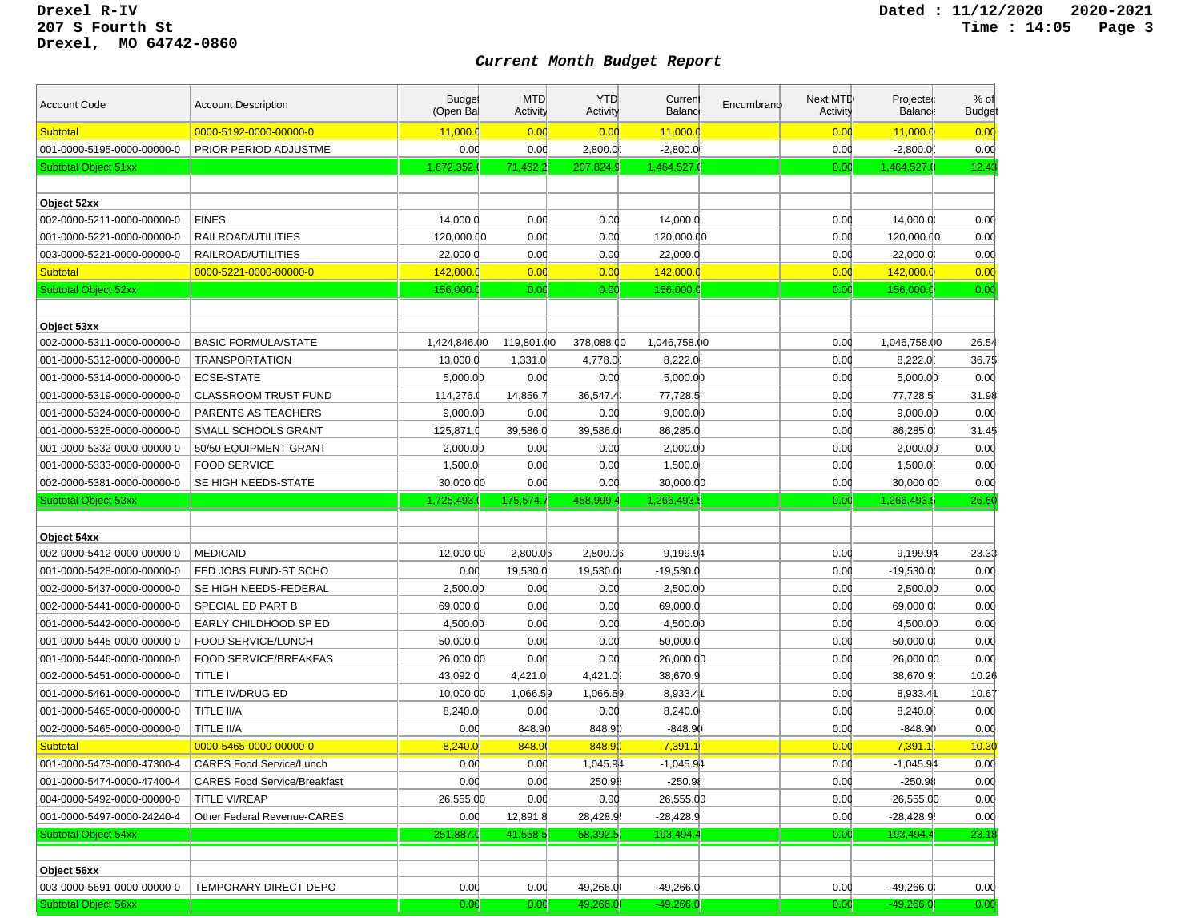Drexel R-IV
207 S Fourth St
Drexel, MO 64742-0860

Dated : 11/12/2020 2020-2021
Time : 14:05

## *Current Month Budget Report*

| Account Code | Account Description | Budget (Open Bal | MTD Activity | YTD Activity | Current Balance | Encumbrance | Next MTD Activity | Projected Balance | % of Budget |
|---|---|---|---|---|---|---|---|---|---|
| Subtotal | 0000-5192-0000-00000-0 | 11,000.0 | 0.00 | 0.00 | 11,000.0 | | 0.00 | 11,000.0 | 0.00 |
| 001-0000-5195-0000-00000-0 | PRIOR PERIOD ADJUSTME | 0.00 | 0.00 | 2,800.0 | -2,800.0 | | 0.00 | -2,800.0 | 0.00 |
| Subtotal Object 51xx | | 1,672,352.0 | 71,462.2 | 207,824.9 | 1,464,527.0 | | 0.00 | 1,464,527.0 | 12.43 |
| | | | | | | | | | |
| **Object 52xx** | | | | | | | | | |
| 002-0000-5211-0000-00000-0 | FINES | 14,000.0 | 0.00 | 0.00 | 14,000.0 | | 0.00 | 14,000.0 | 0.00 |
| 001-0000-5221-0000-00000-0 | RAILROAD/UTILITIES | 120,000.00 | 0.00 | 0.00 | 120,000.00 | | 0.00 | 120,000.00 | 0.00 |
| 003-0000-5221-0000-00000-0 | RAILROAD/UTILITIES | 22,000.0 | 0.00 | 0.00 | 22,000.0 | | 0.00 | 22,000.0 | 0.00 |
| Subtotal | 0000-5221-0000-00000-0 | 142,000.0 | 0.00 | 0.00 | 142,000.0 | | 0.00 | 142,000.0 | 0.00 |
| Subtotal Object 52xx | | 156,000.0 | 0.00 | 0.00 | 156,000.0 | | 0.00 | 156,000.0 | 0.00 |
| | | | | | | | | | |
| **Object 53xx** | | | | | | | | | |
| 002-0000-5311-0000-00000-0 | BASIC FORMULA/STATE | 1,424,846.00 | 119,801.00 | 378,088.00 | 1,046,758.00 | | 0.00 | 1,046,758.00 | 26.54 |
| 001-0000-5312-0000-00000-0 | TRANSPORTATION | 13,000.0 | 1,331.0 | 4,778.0 | 8,222.0 | | 0.00 | 8,222.0 | 36.75 |
| 001-0000-5314-0000-00000-0 | ECSE-STATE | 5,000.00 | 0.00 | 0.00 | 5,000.00 | | 0.00 | 5,000.00 | 0.00 |
| 001-0000-5319-0000-00000-0 | CLASSROOM TRUST FUND | 114,276.0 | 14,856.7 | 36,547.4 | 77,728.5 | | 0.00 | 77,728.5 | 31.98 |
| 001-0000-5324-0000-00000-0 | PARENTS AS TEACHERS | 9,000.00 | 0.00 | 0.00 | 9,000.00 | | 0.00 | 9,000.00 | 0.00 |
| 001-0000-5325-0000-00000-0 | SMALL SCHOOLS GRANT | 125,871.0 | 39,586.0 | 39,586.0 | 86,285.0 | | 0.00 | 86,285.0 | 31.45 |
| 001-0000-5332-0000-00000-0 | 50/50 EQUIPMENT GRANT | 2,000.00 | 0.00 | 0.00 | 2,000.00 | | 0.00 | 2,000.00 | 0.00 |
| 001-0000-5333-0000-00000-0 | FOOD SERVICE | 1,500.0 | 0.00 | 0.00 | 1,500.0 | | 0.00 | 1,500.0 | 0.00 |
| 002-0000-5381-0000-00000-0 | SE HIGH NEEDS-STATE | 30,000.00 | 0.00 | 0.00 | 30,000.00 | | 0.00 | 30,000.00 | 0.00 |
| Subtotal Object 53xx | | 1,725,493.0 | 175,574.7 | 458,999.4 | 1,266,493.5 | | 0.00 | 1,266,493.5 | 26.60 |
| | | | | | | | | | |
| **Object 54xx** | | | | | | | | | |
| 002-0000-5412-0000-00000-0 | MEDICAID | 12,000.00 | 2,800.06 | 2,800.06 | 9,199.94 | | 0.00 | 9,199.94 | 23.33 |
| 001-0000-5428-0000-00000-0 | FED JOBS FUND-ST SCHO | 0.00 | 19,530.0 | 19,530.0 | -19,530.0 | | 0.00 | -19,530.0 | 0.00 |
| 002-0000-5437-0000-00000-0 | SE HIGH NEEDS-FEDERAL | 2,500.00 | 0.00 | 0.00 | 2,500.00 | | 0.00 | 2,500.00 | 0.00 |
| 002-0000-5441-0000-00000-0 | SPECIAL ED PART B | 69,000.0 | 0.00 | 0.00 | 69,000.0 | | 0.00 | 69,000.0 | 0.00 |
| 001-0000-5442-0000-00000-0 | EARLY CHILDHOOD SP ED | 4,500.00 | 0.00 | 0.00 | 4,500.00 | | 0.00 | 4,500.00 | 0.00 |
| 001-0000-5445-0000-00000-0 | FOOD SERVICE/LUNCH | 50,000.0 | 0.00 | 0.00 | 50,000.0 | | 0.00 | 50,000.0 | 0.00 |
| 001-0000-5446-0000-00000-0 | FOOD SERVICE/BREAKFAS | 26,000.00 | 0.00 | 0.00 | 26,000.00 | | 0.00 | 26,000.00 | 0.00 |
| 002-0000-5451-0000-00000-0 | TITLE I | 43,092.0 | 4,421.0 | 4,421.0 | 38,670.9 | | 0.00 | 38,670.9 | 10.26 |
| 001-0000-5461-0000-00000-0 | TITLE IV/DRUG ED | 10,000.00 | 1,066.59 | 1,066.59 | 8,933.41 | | 0.00 | 8,933.41 | 10.67 |
| 001-0000-5465-0000-00000-0 | TITLE II/A | 8,240.0 | 0.00 | 0.00 | 8,240.0 | | 0.00 | 8,240.0 | 0.00 |
| 002-0000-5465-0000-00000-0 | TITLE II/A | 0.00 | 848.90 | 848.90 | -848.90 | | 0.00 | -848.90 | 0.00 |
| Subtotal | 0000-5465-0000-00000-0 | 8,240.0 | 848.90 | 848.90 | 7,391.1 | | 0.00 | 7,391.1 | 10.30 |
| 001-0000-5473-0000-47300-4 | CARES Food Service/Lunch | 0.00 | 0.00 | 1,045.94 | -1,045.94 | | 0.00 | -1,045.94 | 0.00 |
| 001-0000-5474-0000-47400-4 | CARES Food Service/Breakfast | 0.00 | 0.00 | 250.98 | -250.98 | | 0.00 | -250.98 | 0.00 |
| 004-0000-5492-0000-00000-0 | TITLE VI/REAP | 26,555.00 | 0.00 | 0.00 | 26,555.00 | | 0.00 | 26,555.00 | 0.00 |
| 001-0000-5497-0000-24240-4 | Other Federal Revenue-CARES | 0.00 | 12,891.8 | 28,428.9 | -28,428.9 | | 0.00 | -28,428.9 | 0.00 |
| Subtotal Object 54xx | | 251,887.0 | 41,558.5 | 58,392.5 | 193,494.4 | | 0.00 | 193,494.4 | 23.18 |
| | | | | | | | | | |
| **Object 56xx** | | | | | | | | | |
| 003-0000-5691-0000-00000-0 | TEMPORARY DIRECT DEPO | 0.00 | 0.00 | 49,266.0 | -49,266.0 | | 0.00 | -49,266.0 | 0.00 |
| Subtotal Object 56xx | | 0.00 | 0.00 | 49,266.0 | -49,266.0 | | 0.00 | -49,266.0 | 0.00 |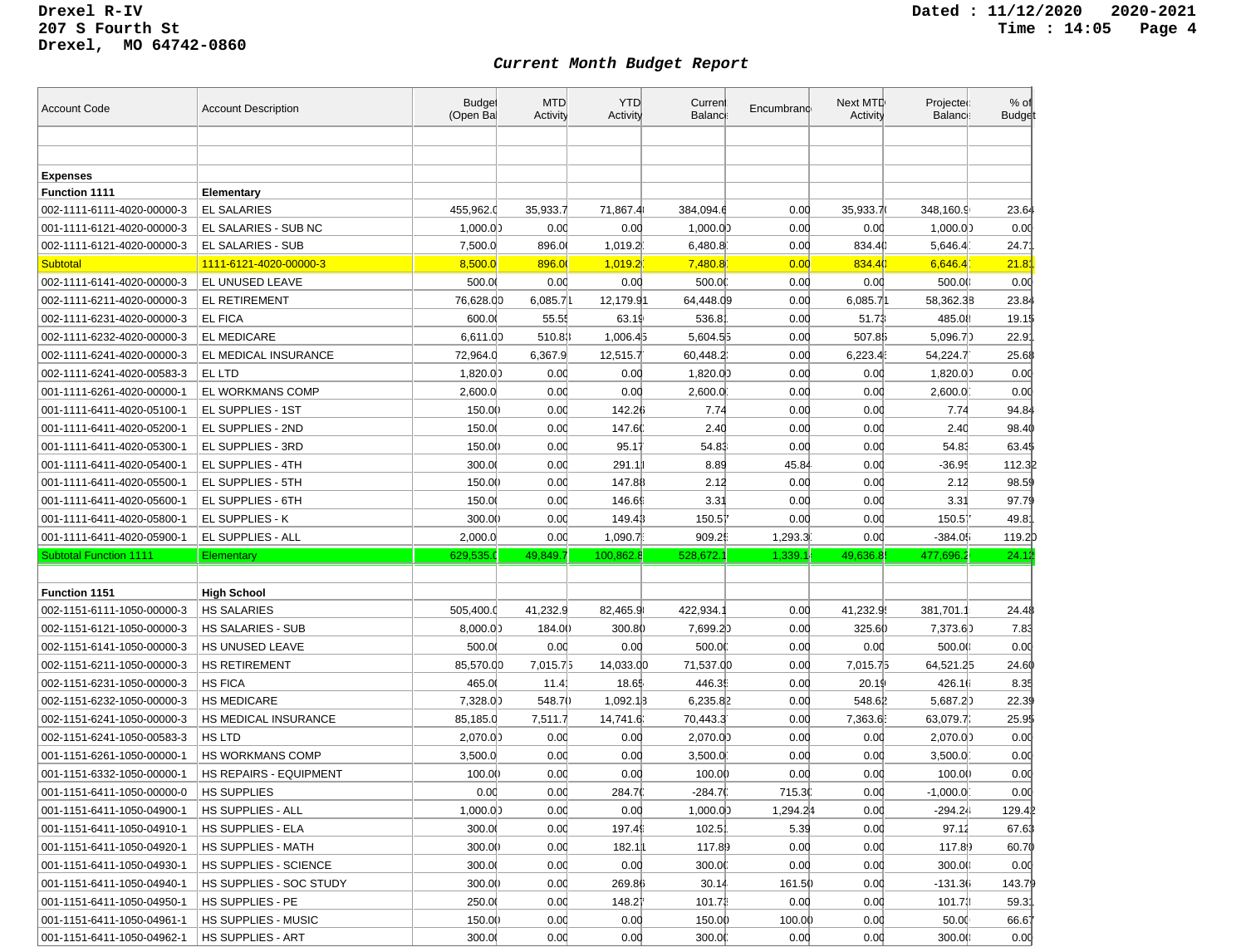Drexel R-IV
207 S Fourth St
Drexel, MO 64742-0860

Dated : 11/12/2020 2020-2021
Time : 14:05

## *Current Month Budget Report*

| Account Code | Account Description | Budget (Open Bal | MTD Activity | YTD Activity | Current Balance | Encumbrance | Next MTD Activity | Projected Balance | % of Budget |
|---|---|---|---|---|---|---|---|---|---|
| | | | | | | | | | |
| | | | | | | | | | |
| **Expenses** | | | | | | | | | |
| **Function 1111** | **Elementary** | | | | | | | | |
| 002-1111-6111-4020-00000-3 | EL SALARIES | 455,962.0 | 35,933.7 | 71,867.4 | 384,094.6 | 0.00 | 35,933.70 | 348,160.9 | 23.64 |
| 001-1111-6121-4020-00000-3 | EL SALARIES - SUB NC | 1,000.00 | 0.00 | 0.00 | 1,000.00 | 0.00 | 0.00 | 1,000.00 | 0.00 |
| 002-1111-6121-4020-00000-3 | EL SALARIES - SUB | 7,500.0 | 896.00 | 1,019.2 | 6,480.8 | 0.00 | 834.40 | 5,646.4 | 24.71 |
| Subtotal | 1111-6121-4020-00000-3 | 8,500.0 | 896.00 | 1,019.2 | 7,480.8 | 0.00 | 834.40 | 6,646.4 | 21.81 |
| 002-1111-6141-4020-00000-3 | EL UNUSED LEAVE | 500.00 | 0.00 | 0.00 | 500.00 | 0.00 | 0.00 | 500.00 | 0.00 |
| 002-1111-6211-4020-00000-3 | EL RETIREMENT | 76,628.00 | 6,085.71 | 12,179.91 | 64,448.09 | 0.00 | 6,085.71 | 58,362.38 | 23.84 |
| 002-1111-6231-4020-00000-3 | EL FICA | 600.00 | 55.55 | 63.19 | 536.81 | 0.00 | 51.73 | 485.08 | 19.15 |
| 002-1111-6232-4020-00000-3 | EL MEDICARE | 6,611.00 | 510.83 | 1,006.45 | 5,604.55 | 0.00 | 507.85 | 5,096.70 | 22.91 |
| 002-1111-6241-4020-00000-3 | EL MEDICAL INSURANCE | 72,964.0 | 6,367.9 | 12,515.7 | 60,448.2 | 0.00 | 6,223.4 | 54,224.7 | 25.68 |
| 002-1111-6241-4020-00583-3 | EL LTD | 1,820.00 | 0.00 | 0.00 | 1,820.00 | 0.00 | 0.00 | 1,820.00 | 0.00 |
| 001-1111-6261-4020-00000-1 | EL WORKMANS COMP | 2,600.0 | 0.00 | 0.00 | 2,600.0 | 0.00 | 0.00 | 2,600.0 | 0.00 |
| 001-1111-6411-4020-05100-1 | EL SUPPLIES - 1ST | 150.00 | 0.00 | 142.26 | 7.74 | 0.00 | 0.00 | 7.74 | 94.84 |
| 001-1111-6411-4020-05200-1 | EL SUPPLIES - 2ND | 150.00 | 0.00 | 147.60 | 2.40 | 0.00 | 0.00 | 2.40 | 98.40 |
| 001-1111-6411-4020-05300-1 | EL SUPPLIES - 3RD | 150.00 | 0.00 | 95.17 | 54.83 | 0.00 | 0.00 | 54.83 | 63.45 |
| 001-1111-6411-4020-05400-1 | EL SUPPLIES - 4TH | 300.00 | 0.00 | 291.11 | 8.89 | 45.84 | 0.00 | -36.95 | 112.32 |
| 001-1111-6411-4020-05500-1 | EL SUPPLIES - 5TH | 150.00 | 0.00 | 147.88 | 2.12 | 0.00 | 0.00 | 2.12 | 98.59 |
| 001-1111-6411-4020-05600-1 | EL SUPPLIES - 6TH | 150.00 | 0.00 | 146.69 | 3.31 | 0.00 | 0.00 | 3.31 | 97.79 |
| 001-1111-6411-4020-05800-1 | EL SUPPLIES - K | 300.00 | 0.00 | 149.43 | 150.57 | 0.00 | 0.00 | 150.57 | 49.81 |
| 001-1111-6411-4020-05900-1 | EL SUPPLIES - ALL | 2,000.0 | 0.00 | 1,090.7 | 909.25 | 1,293.3 | 0.00 | -384.05 | 119.20 |
| Subtotal Function 1111 | Elementary | 629,535.0 | 49,849.7 | 100,862.8 | 528,672.1 | 1,339.1 | 49,636.8 | 477,696.2 | 24.12 |
| | | | | | | | | | |
| **Function 1151** | **High School** | | | | | | | | |
| 002-1151-6111-1050-00000-3 | HS SALARIES | 505,400.0 | 41,232.9 | 82,465.9 | 422,934.1 | 0.00 | 41,232.9 | 381,701.1 | 24.48 |
| 002-1151-6121-1050-00000-3 | HS SALARIES - SUB | 8,000.00 | 184.00 | 300.80 | 7,699.20 | 0.00 | 325.60 | 7,373.60 | 7.83 |
| 002-1151-6141-1050-00000-3 | HS UNUSED LEAVE | 500.00 | 0.00 | 0.00 | 500.00 | 0.00 | 0.00 | 500.00 | 0.00 |
| 002-1151-6211-1050-00000-3 | HS RETIREMENT | 85,570.00 | 7,015.75 | 14,033.00 | 71,537.00 | 0.00 | 7,015.75 | 64,521.25 | 24.60 |
| 002-1151-6231-1050-00000-3 | HS FICA | 465.00 | 11.4 | 18.65 | 446.35 | 0.00 | 20.19 | 426.16 | 8.35 |
| 002-1151-6232-1050-00000-3 | HS MEDICARE | 7,328.00 | 548.70 | 1,092.18 | 6,235.82 | 0.00 | 548.62 | 5,687.20 | 22.39 |
| 002-1151-6241-1050-00000-3 | HS MEDICAL INSURANCE | 85,185.0 | 7,511.7 | 14,741.6 | 70,443.3 | 0.00 | 7,363.6 | 63,079.7 | 25.95 |
| 002-1151-6241-1050-00583-3 | HS LTD | 2,070.00 | 0.00 | 0.00 | 2,070.00 | 0.00 | 0.00 | 2,070.00 | 0.00 |
| 001-1151-6261-1050-00000-1 | HS WORKMANS COMP | 3,500.0 | 0.00 | 0.00 | 3,500.0 | 0.00 | 0.00 | 3,500.0 | 0.00 |
| 001-1151-6332-1050-00000-1 | HS REPAIRS - EQUIPMENT | 100.00 | 0.00 | 0.00 | 100.00 | 0.00 | 0.00 | 100.00 | 0.00 |
| 001-1151-6411-1050-00000-0 | HS SUPPLIES | 0.00 | 0.00 | 284.70 | -284.70 | 715.30 | 0.00 | -1,000.0 | 0.00 |
| 001-1151-6411-1050-04900-1 | HS SUPPLIES - ALL | 1,000.00 | 0.00 | 0.00 | 1,000.00 | 1,294.24 | 0.00 | -294.24 | 129.42 |
| 001-1151-6411-1050-04910-1 | HS SUPPLIES - ELA | 300.00 | 0.00 | 197.49 | 102.51 | 5.39 | 0.00 | 97.12 | 67.63 |
| 001-1151-6411-1050-04920-1 | HS SUPPLIES - MATH | 300.00 | 0.00 | 182.11 | 117.89 | 0.00 | 0.00 | 117.89 | 60.70 |
| 001-1151-6411-1050-04930-1 | HS SUPPLIES - SCIENCE | 300.00 | 0.00 | 0.00 | 300.00 | 0.00 | 0.00 | 300.00 | 0.00 |
| 001-1151-6411-1050-04940-1 | HS SUPPLIES - SOC STUDY | 300.00 | 0.00 | 269.86 | 30.14 | 161.50 | 0.00 | -131.36 | 143.79 |
| 001-1151-6411-1050-04950-1 | HS SUPPLIES - PE | 250.00 | 0.00 | 148.27 | 101.73 | 0.00 | 0.00 | 101.73 | 59.31 |
| 001-1151-6411-1050-04961-1 | HS SUPPLIES - MUSIC | 150.00 | 0.00 | 0.00 | 150.00 | 100.00 | 0.00 | 50.00 | 66.67 |
| 001-1151-6411-1050-04962-1 | HS SUPPLIES - ART | 300.00 | 0.00 | 0.00 | 300.00 | 0.00 | 0.00 | 300.00 | 0.00 |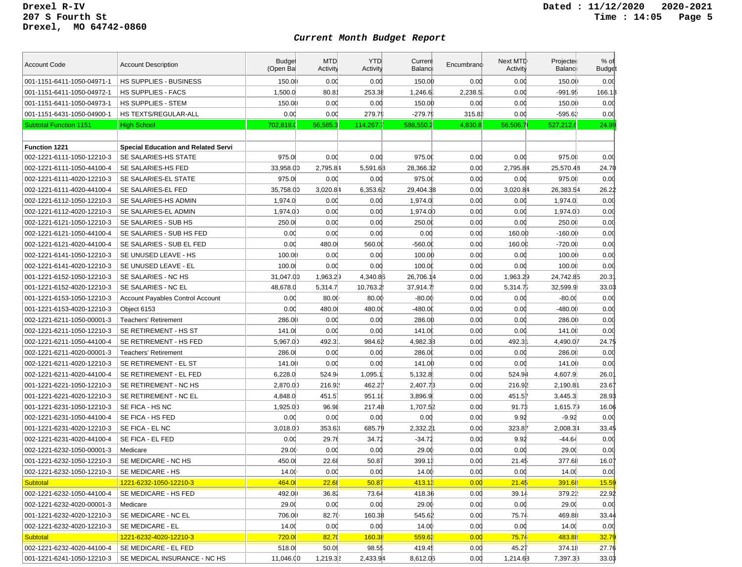Drexel R-IV
207 S Fourth St
Drexel, MO 64742-0860

Dated : 11/12/2020 2020-2021
Time : 14:05

## *Current Month Budget Report*

| Account Code | Account Description | Budget (Open Bal) | MTD Activity | YTD Activity | Current Balance | Encumbrance | Next MTD Activity | Projected Balance | % of Budget |
|---|---|---|---|---|---|---|---|---|---|
| 001-1151-6411-1050-04971-1 | HS SUPPLIES - BUSINESS | 150.00 | 0.00 | 0.00 | 150.00 | 0.00 | 0.00 | 150.00 | 0.00 |
| 001-1151-6411-1050-04972-1 | HS SUPPLIES - FACS | 1,500.0 | 80.81 | 253.38 | 1,246.6 | 2,238.5 | 0.00 | -991.95 | 166.13 |
| 001-1151-6411-1050-04973-1 | HS SUPPLIES - STEM | 150.00 | 0.00 | 0.00 | 150.00 | 0.00 | 0.00 | 150.00 | 0.00 |
| 001-1151-6431-1050-04900-1 | HS TEXTS/REGULAR-ALL | 0.00 | 0.00 | 279.79 | -279.79 | 315.83 | 0.00 | -595.62 | 0.00 |
| Subtotal Function 1151 | High School | 702,818.0 | 56,585.3 | 114,267.7 | 588,550.2 | 4,830.8 | 56,506.7 | 527,212.6 | 24.99 |
| | | | | | | | | | |
| **Function 1221** | **Special Education and Related Servi** | | | | | | | | |
| 002-1221-6111-1050-12210-3 | SE SALARIES-HS STATE | 975.00 | 0.00 | 0.00 | 975.00 | 0.00 | 0.00 | 975.00 | 0.00 |
| 002-1221-6111-1050-44100-4 | SE SALARIES-HS FED | 33,958.00 | 2,795.84 | 5,591.68 | 28,366.32 | 0.00 | 2,795.84 | 25,570.48 | 24.70 |
| 002-1221-6111-4020-12210-3 | SE SALARIES-EL STATE | 975.00 | 0.00 | 0.00 | 975.00 | 0.00 | 0.00 | 975.00 | 0.00 |
| 002-1221-6111-4020-44100-4 | SE SALARIES-EL FED | 35,758.00 | 3,020.84 | 6,353.62 | 29,404.38 | 0.00 | 3,020.84 | 26,383.54 | 26.22 |
| 002-1221-6112-1050-12210-3 | SE SALARIES-HS ADMIN | 1,974.0 | 0.00 | 0.00 | 1,974.0 | 0.00 | 0.00 | 1,974.0 | 0.00 |
| 002-1221-6112-4020-12210-3 | SE SALARIES-EL ADMIN | 1,974.00 | 0.00 | 0.00 | 1,974.00 | 0.00 | 0.00 | 1,974.00 | 0.00 |
| 002-1221-6121-1050-12210-3 | SE SALARIES - SUB HS | 250.00 | 0.00 | 0.00 | 250.00 | 0.00 | 0.00 | 250.00 | 0.00 |
| 002-1221-6121-1050-44100-4 | SE SALARIES - SUB HS FED | 0.00 | 0.00 | 0.00 | 0.00 | 0.00 | 160.00 | -160.00 | 0.00 |
| 002-1221-6121-4020-44100-4 | SE SALARIES - SUB EL FED | 0.00 | 480.00 | 560.00 | -560.00 | 0.00 | 160.00 | -720.00 | 0.00 |
| 002-1221-6141-1050-12210-3 | SE UNUSED LEAVE - HS | 100.00 | 0.00 | 0.00 | 100.00 | 0.00 | 0.00 | 100.00 | 0.00 |
| 002-1221-6141-4020-12210-3 | SE UNUSED LEAVE - EL | 100.00 | 0.00 | 0.00 | 100.00 | 0.00 | 0.00 | 100.00 | 0.00 |
| 001-1221-6152-1050-12210-3 | SE SALARIES - NC HS | 31,047.00 | 1,963.29 | 4,340.86 | 26,706.14 | 0.00 | 1,963.29 | 24,742.85 | 20.31 |
| 001-1221-6152-4020-12210-3 | SE SALARIES - NC EL | 48,678.0 | 5,314.7 | 10,763.2 | 37,914.7 | 0.00 | 5,314.7 | 32,599.9 | 33.03 |
| 001-1221-6153-1050-12210-3 | Account Payables Control Account | 0.00 | 80.00 | 80.00 | -80.00 | 0.00 | 0.00 | -80.00 | 0.00 |
| 001-1221-6153-4020-12210-3 | Object 6153 | 0.00 | 480.00 | 480.00 | -480.00 | 0.00 | 0.00 | -480.00 | 0.00 |
| 002-1221-6211-1050-00001-3 | Teachers' Retirement | 286.00 | 0.00 | 0.00 | 286.00 | 0.00 | 0.00 | 286.00 | 0.00 |
| 002-1221-6211-1050-12210-3 | SE RETIREMENT - HS ST | 141.00 | 0.00 | 0.00 | 141.00 | 0.00 | 0.00 | 141.00 | 0.00 |
| 002-1221-6211-1050-44100-4 | SE RETIREMENT - HS FED | 5,967.00 | 492.31 | 984.62 | 4,982.38 | 0.00 | 492.31 | 4,490.07 | 24.75 |
| 002-1221-6211-4020-00001-3 | Teachers' Retirement | 286.00 | 0.00 | 0.00 | 286.00 | 0.00 | 0.00 | 286.00 | 0.00 |
| 002-1221-6211-4020-12210-3 | SE RETIREMENT - EL ST | 141.00 | 0.00 | 0.00 | 141.00 | 0.00 | 0.00 | 141.00 | 0.00 |
| 002-1221-6211-4020-44100-4 | SE RETIREMENT - EL FED | 6,228.0 | 524.94 | 1,095.1 | 5,132.8 | 0.00 | 524.94 | 4,607.9 | 26.01 |
| 001-1221-6221-1050-12210-3 | SE RETIREMENT - NC HS | 2,870.00 | 216.92 | 462.27 | 2,407.73 | 0.00 | 216.92 | 2,190.81 | 23.67 |
| 001-1221-6221-4020-12210-3 | SE RETIREMENT - NC EL | 4,848.0 | 451.57 | 951.10 | 3,896.9 | 0.00 | 451.57 | 3,445.3 | 28.93 |
| 001-1221-6231-1050-12210-3 | SE FICA - HS NC | 1,925.00 | 96.98 | 217.48 | 1,707.52 | 0.00 | 91.73 | 1,615.79 | 16.06 |
| 002-1221-6231-1050-44100-4 | SE FICA - HS FED | 0.00 | 0.00 | 0.00 | 0.00 | 0.00 | 9.92 | -9.92 | 0.00 |
| 001-1221-6231-4020-12210-3 | SE FICA - EL NC | 3,018.00 | 353.63 | 685.79 | 2,332.21 | 0.00 | 323.87 | 2,008.34 | 33.45 |
| 002-1221-6231-4020-44100-4 | SE FICA - EL FED | 0.00 | 29.76 | 34.72 | -34.72 | 0.00 | 9.92 | -44.64 | 0.00 |
| 002-1221-6232-1050-00001-3 | Medicare | 29.00 | 0.00 | 0.00 | 29.00 | 0.00 | 0.00 | 29.00 | 0.00 |
| 001-1221-6232-1050-12210-3 | SE MEDICARE - NC HS | 450.00 | 22.68 | 50.87 | 399.13 | 0.00 | 21.45 | 377.68 | 16.07 |
| 002-1221-6232-1050-12210-3 | SE MEDICARE - HS | 14.00 | 0.00 | 0.00 | 14.00 | 0.00 | 0.00 | 14.00 | 0.00 |
| Subtotal | 1221-6232-1050-12210-3 | 464.00 | 22.68 | 50.87 | 413.13 | 0.00 | 21.45 | 391.68 | 15.59 |
| 002-1221-6232-1050-44100-4 | SE MEDICARE - HS FED | 492.00 | 36.82 | 73.64 | 418.36 | 0.00 | 39.14 | 379.22 | 22.92 |
| 002-1221-6232-4020-00001-3 | Medicare | 29.00 | 0.00 | 0.00 | 29.00 | 0.00 | 0.00 | 29.00 | 0.00 |
| 001-1221-6232-4020-12210-3 | SE MEDICARE - NC EL | 706.00 | 82.70 | 160.38 | 545.62 | 0.00 | 75.74 | 469.88 | 33.44 |
| 002-1221-6232-4020-12210-3 | SE MEDICARE - EL | 14.00 | 0.00 | 0.00 | 14.00 | 0.00 | 0.00 | 14.00 | 0.00 |
| Subtotal | 1221-6232-4020-12210-3 | 720.00 | 82.70 | 160.38 | 559.62 | 0.00 | 75.74 | 483.88 | 32.79 |
| 002-1221-6232-4020-44100-4 | SE MEDICARE - EL FED | 518.00 | 50.09 | 98.55 | 419.45 | 0.00 | 45.27 | 374.18 | 27.76 |
| 001-1221-6241-1050-12210-3 | SE MEDICAL INSURANCE - NC HS | 11,046.00 | 1,219.32 | 2,433.94 | 8,612.06 | 0.00 | 1,214.68 | 7,397.38 | 33.03 |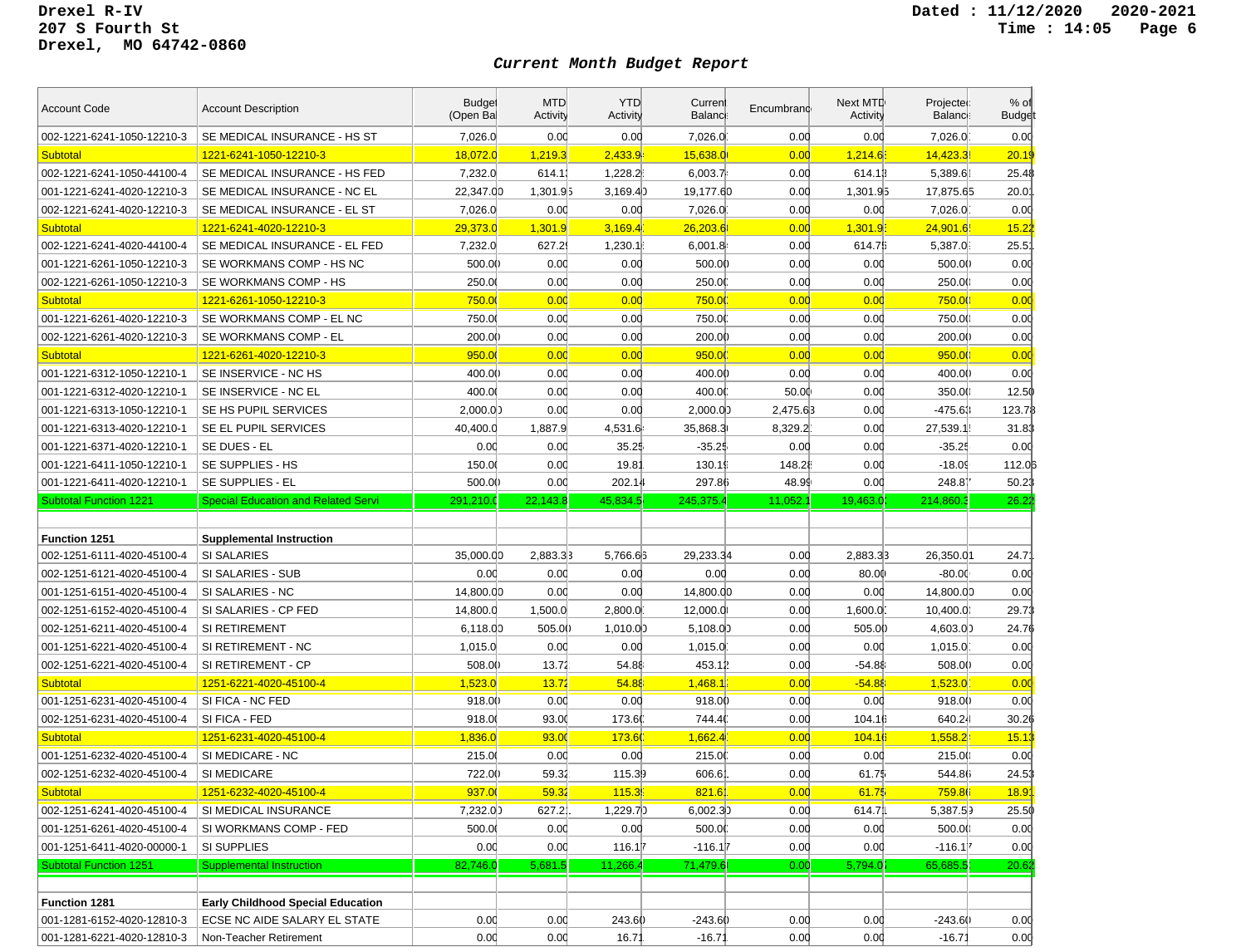Drexel R-IV
207 S Fourth St
Drexel, MO 64742-0860

Dated : 11/12/2020 2020-2021
Time : 14:05

## *Current Month Budget Report*

| Account Code | Account Description | Budget (Open Bal | MTD Activity | YTD Activity | Current Balance | Encumbrance | Next MTD Activity | Projected Balance | % of Budget |
|---|---|---|---|---|---|---|---|---|---|
| 002-1221-6241-1050-12210-3 | SE MEDICAL INSURANCE - HS ST | 7,026.0 | 0.00 | 0.00 | 7,026.0 | 0.00 | 0.00 | 7,026.0 | 0.00 |
| Subtotal | 1221-6241-1050-12210-3 | 18,072.0 | 1,219.3 | 2,433.9 | 15,638.0 | 0.00 | 1,214.6 | 14,423.3 | 20.19 |
| 002-1221-6241-1050-44100-4 | SE MEDICAL INSURANCE - HS FED | 7,232.0 | 614.1 | 1,228.2 | 6,003.7 | 0.00 | 614.13 | 5,389.6 | 25.48 |
| 001-1221-6241-4020-12210-3 | SE MEDICAL INSURANCE - NC EL | 22,347.00 | 1,301.95 | 3,169.40 | 19,177.60 | 0.00 | 1,301.95 | 17,875.65 | 20.01 |
| 002-1221-6241-4020-12210-3 | SE MEDICAL INSURANCE - EL ST | 7,026.0 | 0.00 | 0.00 | 7,026.0 | 0.00 | 0.00 | 7,026.0 | 0.00 |
| Subtotal | 1221-6241-4020-12210-3 | 29,373.0 | 1,301.9 | 3,169.4 | 26,203.6 | 0.00 | 1,301.9 | 24,901.6 | 15.22 |
| 002-1221-6241-4020-44100-4 | SE MEDICAL INSURANCE - EL FED | 7,232.0 | 627.2 | 1,230.1 | 6,001.8 | 0.00 | 614.75 | 5,387.0 | 25.51 |
| 001-1221-6261-1050-12210-3 | SE WORKMANS COMP - HS NC | 500.00 | 0.00 | 0.00 | 500.00 | 0.00 | 0.00 | 500.00 | 0.00 |
| 002-1221-6261-1050-12210-3 | SE WORKMANS COMP - HS | 250.00 | 0.00 | 0.00 | 250.00 | 0.00 | 0.00 | 250.00 | 0.00 |
| Subtotal | 1221-6261-1050-12210-3 | 750.00 | 0.00 | 0.00 | 750.00 | 0.00 | 0.00 | 750.00 | 0.00 |
| 001-1221-6261-4020-12210-3 | SE WORKMANS COMP - EL NC | 750.00 | 0.00 | 0.00 | 750.00 | 0.00 | 0.00 | 750.00 | 0.00 |
| 002-1221-6261-4020-12210-3 | SE WORKMANS COMP - EL | 200.00 | 0.00 | 0.00 | 200.00 | 0.00 | 0.00 | 200.00 | 0.00 |
| Subtotal | 1221-6261-4020-12210-3 | 950.00 | 0.00 | 0.00 | 950.00 | 0.00 | 0.00 | 950.00 | 0.00 |
| 001-1221-6312-1050-12210-1 | SE INSERVICE - NC HS | 400.00 | 0.00 | 0.00 | 400.00 | 0.00 | 0.00 | 400.00 | 0.00 |
| 001-1221-6312-4020-12210-1 | SE INSERVICE - NC EL | 400.00 | 0.00 | 0.00 | 400.00 | 50.00 | 0.00 | 350.00 | 12.50 |
| 001-1221-6313-1050-12210-1 | SE HS PUPIL SERVICES | 2,000.00 | 0.00 | 0.00 | 2,000.00 | 2,475.63 | 0.00 | -475.63 | 123.78 |
| 001-1221-6313-4020-12210-1 | SE EL PUPIL SERVICES | 40,400.0 | 1,887.9 | 4,531.6 | 35,868.3 | 8,329.2 | 0.00 | 27,539.1 | 31.83 |
| 001-1221-6371-4020-12210-1 | SE DUES - EL | 0.00 | 0.00 | 35.25 | -35.25 | 0.00 | 0.00 | -35.25 | 0.00 |
| 001-1221-6411-1050-12210-1 | SE SUPPLIES - HS | 150.00 | 0.00 | 19.81 | 130.19 | 148.28 | 0.00 | -18.09 | 112.06 |
| 001-1221-6411-4020-12210-1 | SE SUPPLIES - EL | 500.00 | 0.00 | 202.14 | 297.86 | 48.99 | 0.00 | 248.87 | 50.23 |
| Subtotal Function 1221 | Special Education and Related Servi | 291,210.0 | 22,143.8 | 45,834.5 | 245,375.4 | 11,052.1 | 19,463.0 | 214,860.3 | 26.22 |
| | | | | | | | | | |
| **Function 1251** | **Supplemental Instruction** | | | | | | | | |
| 002-1251-6111-4020-45100-4 | SI SALARIES | 35,000.00 | 2,883.33 | 5,766.66 | 29,233.34 | 0.00 | 2,883.33 | 26,350.01 | 24.71 |
| 002-1251-6121-4020-45100-4 | SI SALARIES - SUB | 0.00 | 0.00 | 0.00 | 0.00 | 0.00 | 80.00 | -80.00 | 0.00 |
| 001-1251-6151-4020-45100-4 | SI SALARIES - NC | 14,800.00 | 0.00 | 0.00 | 14,800.00 | 0.00 | 0.00 | 14,800.00 | 0.00 |
| 002-1251-6152-4020-45100-4 | SI SALARIES - CP FED | 14,800.0 | 1,500.0 | 2,800.0 | 12,000.0 | 0.00 | 1,600.0 | 10,400.0 | 29.73 |
| 002-1251-6211-4020-45100-4 | SI RETIREMENT | 6,118.00 | 505.00 | 1,010.00 | 5,108.00 | 0.00 | 505.00 | 4,603.00 | 24.76 |
| 001-1251-6221-4020-45100-4 | SI RETIREMENT - NC | 1,015.0 | 0.00 | 0.00 | 1,015.0 | 0.00 | 0.00 | 1,015.0 | 0.00 |
| 002-1251-6221-4020-45100-4 | SI RETIREMENT - CP | 508.00 | 13.72 | 54.88 | 453.12 | 0.00 | -54.88 | 508.00 | 0.00 |
| Subtotal | 1251-6221-4020-45100-4 | 1,523.0 | 13.72 | 54.88 | 1,468.1 | 0.00 | -54.88 | 1,523.0 | 0.00 |
| 001-1251-6231-4020-45100-4 | SI FICA - NC FED | 918.00 | 0.00 | 0.00 | 918.00 | 0.00 | 0.00 | 918.00 | 0.00 |
| 002-1251-6231-4020-45100-4 | SI FICA - FED | 918.00 | 93.00 | 173.60 | 744.40 | 0.00 | 104.16 | 640.24 | 30.26 |
| Subtotal | 1251-6231-4020-45100-4 | 1,836.0 | 93.00 | 173.60 | 1,662.4 | 0.00 | 104.16 | 1,558.2 | 15.13 |
| 001-1251-6232-4020-45100-4 | SI MEDICARE - NC | 215.00 | 0.00 | 0.00 | 215.00 | 0.00 | 0.00 | 215.00 | 0.00 |
| 002-1251-6232-4020-45100-4 | SI MEDICARE | 722.00 | 59.32 | 115.39 | 606.61 | 0.00 | 61.75 | 544.86 | 24.53 |
| Subtotal | 1251-6232-4020-45100-4 | 937.00 | 59.32 | 115.39 | 821.61 | 0.00 | 61.75 | 759.86 | 18.91 |
| 002-1251-6241-4020-45100-4 | SI MEDICAL INSURANCE | 7,232.00 | 627.21 | 1,229.70 | 6,002.30 | 0.00 | 614.71 | 5,387.59 | 25.50 |
| 001-1251-6261-4020-45100-4 | SI WORKMANS COMP - FED | 500.00 | 0.00 | 0.00 | 500.00 | 0.00 | 0.00 | 500.00 | 0.00 |
| 001-1251-6411-4020-00000-1 | SI SUPPLIES | 0.00 | 0.00 | 116.17 | -116.17 | 0.00 | 0.00 | -116.17 | 0.00 |
| Subtotal Function 1251 | Supplemental Instruction | 82,746.0 | 5,681.5 | 11,266.4 | 71,479.6 | 0.00 | 5,794.0 | 65,685.5 | 20.62 |
| | | | | | | | | | |
| **Function 1281** | **Early Childhood Special Education** | | | | | | | | |
| 001-1281-6152-4020-12810-3 | ECSE NC AIDE SALARY EL STATE | 0.00 | 0.00 | 243.60 | -243.60 | 0.00 | 0.00 | -243.60 | 0.00 |
| 001-1281-6221-4020-12810-3 | Non-Teacher Retirement | 0.00 | 0.00 | 16.71 | -16.71 | 0.00 | 0.00 | -16.71 | 0.00 |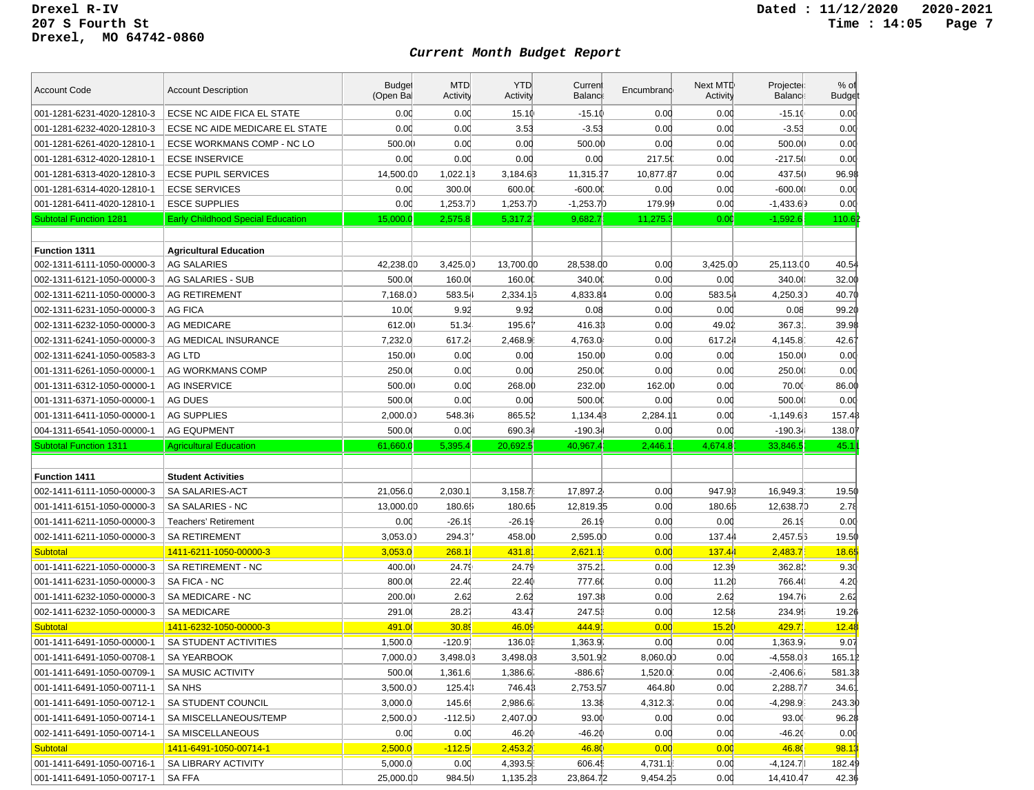Drexel R-IV
207 S Fourth St
Drexel, MO 64742-0860

Dated : 11/12/2020 2020-2021
Time : 14:05

## Current Month Budget Report

| Account Code | Account Description | Budget (Open Bal) | MTD Activity | YTD Activity | Current Balance | Encumbrance | Next MTD Activity | Projected Balance | % of Budget |
|---|---|---|---|---|---|---|---|---|---|
| 001-1281-6231-4020-12810-3 | ECSE NC AIDE FICA EL STATE | 0.00 | 0.00 | 15.10 | -15.10 | 0.00 | 0.00 | -15.10 | 0.00 |
| 001-1281-6232-4020-12810-3 | ECSE NC AIDE MEDICARE EL STATE | 0.00 | 0.00 | 3.53 | -3.53 | 0.00 | 0.00 | -3.53 | 0.00 |
| 001-1281-6261-4020-12810-1 | ECSE WORKMANS COMP - NC LO | 500.00 | 0.00 | 0.00 | 500.00 | 0.00 | 0.00 | 500.00 | 0.00 |
| 001-1281-6312-4020-12810-1 | ECSE INSERVICE | 0.00 | 0.00 | 0.00 | 0.00 | 217.50 | 0.00 | -217.50 | 0.00 |
| 001-1281-6313-4020-12810-3 | ECSE PUPIL SERVICES | 14,500.00 | 1,022.13 | 3,184.63 | 11,315.37 | 10,877.87 | 0.00 | 437.50 | 96.98 |
| 001-1281-6314-4020-12810-1 | ECSE SERVICES | 0.00 | 300.00 | 600.00 | -600.00 | 0.00 | 0.00 | -600.00 | 0.00 |
| 001-1281-6411-4020-12810-1 | ESCE SUPPLIES | 0.00 | 1,253.70 | 1,253.70 | -1,253.70 | 179.99 | 0.00 | -1,433.69 | 0.00 |
| Subtotal Function 1281 | Early Childhood Special Education | 15,000.0 | 2,575.8 | 5,317.2 | 9,682.7 | 11,275.3 | 0.00 | -1,592.6 | 110.62 |
| | | | | | | | | | |
| **Function 1311** | **Agricultural Education** | | | | | | | | |
| 002-1311-6111-1050-00000-3 | AG SALARIES | 42,238.00 | 3,425.00 | 13,700.00 | 28,538.00 | 0.00 | 3,425.00 | 25,113.00 | 40.54 |
| 002-1311-6121-1050-00000-3 | AG SALARIES - SUB | 500.00 | 160.00 | 160.00 | 340.00 | 0.00 | 0.00 | 340.00 | 32.00 |
| 002-1311-6211-1050-00000-3 | AG RETIREMENT | 7,168.00 | 583.54 | 2,334.16 | 4,833.84 | 0.00 | 583.54 | 4,250.30 | 40.70 |
| 002-1311-6231-1050-00000-3 | AG FICA | 10.00 | 9.92 | 9.92 | 0.08 | 0.00 | 0.00 | 0.08 | 99.20 |
| 002-1311-6232-1050-00000-3 | AG MEDICARE | 612.00 | 51.34 | 195.67 | 416.33 | 0.00 | 49.02 | 367.31 | 39.98 |
| 002-1311-6241-1050-00000-3 | AG MEDICAL INSURANCE | 7,232.0 | 617.24 | 2,468.9 | 4,763.0 | 0.00 | 617.24 | 4,145.8 | 42.67 |
| 002-1311-6241-1050-00583-3 | AG LTD | 150.00 | 0.00 | 0.00 | 150.00 | 0.00 | 0.00 | 150.00 | 0.00 |
| 001-1311-6261-1050-00000-1 | AG WORKMANS COMP | 250.00 | 0.00 | 0.00 | 250.00 | 0.00 | 0.00 | 250.00 | 0.00 |
| 001-1311-6312-1050-00000-1 | AG INSERVICE | 500.00 | 0.00 | 268.00 | 232.00 | 162.00 | 0.00 | 70.00 | 86.00 |
| 001-1311-6371-1050-00000-1 | AG DUES | 500.00 | 0.00 | 0.00 | 500.00 | 0.00 | 0.00 | 500.00 | 0.00 |
| 001-1311-6411-1050-00000-1 | AG SUPPLIES | 2,000.00 | 548.36 | 865.52 | 1,134.48 | 2,284.11 | 0.00 | -1,149.63 | 157.48 |
| 004-1311-6541-1050-00000-1 | AG EQUPMENT | 500.00 | 0.00 | 690.34 | -190.34 | 0.00 | 0.00 | -190.34 | 138.07 |
| Subtotal Function 1311 | Agricultural Education | 61,660.0 | 5,395.4 | 20,692.5 | 40,967.4 | 2,446.1 | 4,674.8 | 33,846.5 | 45.11 |
| | | | | | | | | | |
| **Function 1411** | **Student Activities** | | | | | | | | |
| 002-1411-6111-1050-00000-3 | SA SALARIES-ACT | 21,056.0 | 2,030.1 | 3,158.7 | 17,897.2 | 0.00 | 947.93 | 16,949.3 | 19.50 |
| 001-1411-6151-1050-00000-3 | SA SALARIES - NC | 13,000.00 | 180.65 | 180.65 | 12,819.35 | 0.00 | 180.65 | 12,638.70 | 2.78 |
| 001-1411-6211-1050-00000-3 | Teachers' Retirement | 0.00 | -26.19 | -26.19 | 26.19 | 0.00 | 0.00 | 26.19 | 0.00 |
| 002-1411-6211-1050-00000-3 | SA RETIREMENT | 3,053.00 | 294.37 | 458.00 | 2,595.00 | 0.00 | 137.44 | 2,457.56 | 19.50 |
| Subtotal | 1411-6211-1050-00000-3 | 3,053.0 | 268.18 | 431.81 | 2,621.1 | 0.00 | 137.44 | 2,483.7 | 18.65 |
| 001-1411-6221-1050-00000-3 | SA RETIREMENT - NC | 400.00 | 24.79 | 24.79 | 375.21 | 0.00 | 12.39 | 362.82 | 9.30 |
| 001-1411-6231-1050-00000-3 | SA FICA - NC | 800.00 | 22.40 | 22.40 | 777.60 | 0.00 | 11.20 | 766.40 | 4.20 |
| 001-1411-6232-1050-00000-3 | SA MEDICARE - NC | 200.00 | 2.62 | 2.62 | 197.38 | 0.00 | 2.62 | 194.76 | 2.62 |
| 002-1411-6232-1050-00000-3 | SA MEDICARE | 291.00 | 28.27 | 43.47 | 247.53 | 0.00 | 12.58 | 234.95 | 19.26 |
| Subtotal | 1411-6232-1050-00000-3 | 491.00 | 30.89 | 46.09 | 444.91 | 0.00 | 15.20 | 429.71 | 12.48 |
| 001-1411-6491-1050-00000-1 | SA STUDENT ACTIVITIES | 1,500.0 | -120.97 | 136.03 | 1,363.97 | 0.00 | 0.00 | 1,363.97 | 9.07 |
| 001-1411-6491-1050-00708-1 | SA YEARBOOK | 7,000.00 | 3,498.08 | 3,498.08 | 3,501.92 | 8,060.00 | 0.00 | -4,558.08 | 165.12 |
| 001-1411-6491-1050-00709-1 | SA MUSIC ACTIVITY | 500.00 | 1,361.6 | 1,386.67 | -886.67 | 1,520.0 | 0.00 | -2,406.6 | 581.38 |
| 001-1411-6491-1050-00711-1 | SA NHS | 3,500.00 | 125.43 | 746.43 | 2,753.57 | 464.80 | 0.00 | 2,288.77 | 34.61 |
| 001-1411-6491-1050-00712-1 | SA STUDENT COUNCIL | 3,000.0 | 145.69 | 2,986.6 | 13.38 | 4,312.3 | 0.00 | -4,298.9 | 243.30 |
| 001-1411-6491-1050-00714-1 | SA MISCELLANEOUS/TEMP | 2,500.00 | -112.50 | 2,407.00 | 93.00 | 0.00 | 0.00 | 93.00 | 96.28 |
| 002-1411-6491-1050-00714-1 | SA MISCELLANEOUS | 0.00 | 0.00 | 46.20 | -46.20 | 0.00 | 0.00 | -46.20 | 0.00 |
| Subtotal | 1411-6491-1050-00714-1 | 2,500.0 | -112.50 | 2,453.2 | 46.80 | 0.00 | 0.00 | 46.80 | 98.13 |
| 001-1411-6491-1050-00716-1 | SA LIBRARY ACTIVITY | 5,000.0 | 0.00 | 4,393.5 | 606.45 | 4,731.1 | 0.00 | -4,124.71 | 182.49 |
| 001-1411-6491-1050-00717-1 | SA FFA | 25,000.00 | 984.50 | 1,135.28 | 23,864.72 | 9,454.25 | 0.00 | 14,410.47 | 42.36 |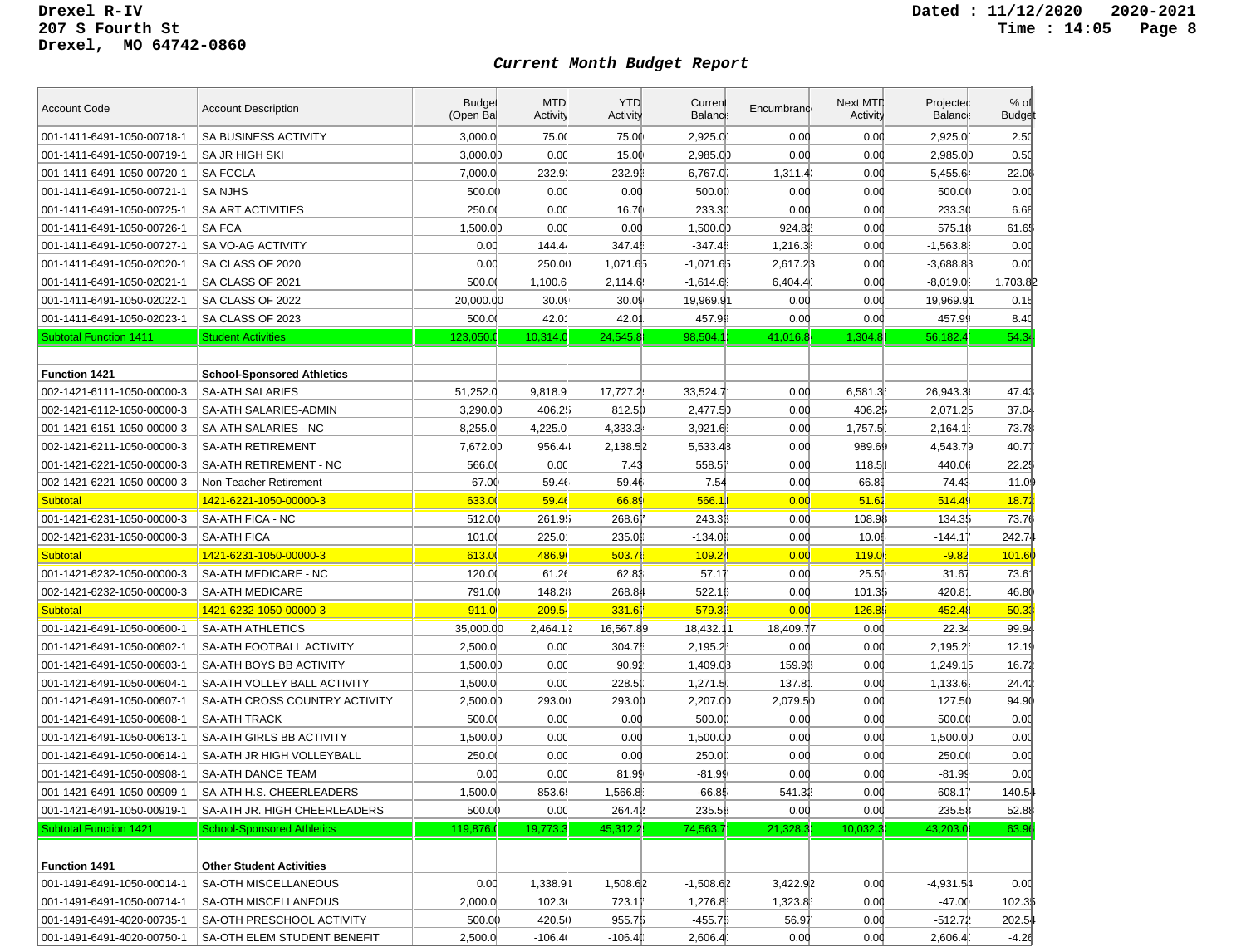Drexel R-IV
207 S Fourth St
Drexel, MO 64742-0860

Dated : 11/12/2020 2020-2021
Time : 14:05

## *Current Month Budget Report*

| Account Code | Account Description | Budget (Open Bal | MTD Activity | YTD Activity | Current Balance | Encumbrance | Next MTD Activity | Projected Balance | % of Budget |
|---|---|---|---|---|---|---|---|---|---|
| 001-1411-6491-1050-00718-1 | SA BUSINESS ACTIVITY | 3,000.0 | 75.00 | 75.00 | 2,925.0 | 0.00 | 0.00 | 2,925.0 | 2.50 |
| 001-1411-6491-1050-00719-1 | SA JR HIGH SKI | 3,000.00 | 0.00 | 15.00 | 2,985.00 | 0.00 | 0.00 | 2,985.00 | 0.50 |
| 001-1411-6491-1050-00720-1 | SA FCCLA | 7,000.0 | 232.93 | 232.93 | 6,767.07 | 1,311.4 | 0.00 | 5,455.6 | 22.06 |
| 001-1411-6491-1050-00721-1 | SA NJHS | 500.00 | 0.00 | 0.00 | 500.00 | 0.00 | 0.00 | 500.00 | 0.00 |
| 001-1411-6491-1050-00725-1 | SA ART ACTIVITIES | 250.00 | 0.00 | 16.70 | 233.30 | 0.00 | 0.00 | 233.30 | 6.68 |
| 001-1411-6491-1050-00726-1 | SA FCA | 1,500.00 | 0.00 | 0.00 | 1,500.00 | 924.82 | 0.00 | 575.18 | 61.65 |
| 001-1411-6491-1050-00727-1 | SA VO-AG ACTIVITY | 0.00 | 144.4 | 347.45 | -347.45 | 1,216.3 | 0.00 | -1,563.8 | 0.00 |
| 001-1411-6491-1050-02020-1 | SA CLASS OF 2020 | 0.00 | 250.00 | 1,071.65 | -1,071.65 | 2,617.23 | 0.00 | -3,688.88 | 0.00 |
| 001-1411-6491-1050-02021-1 | SA CLASS OF 2021 | 500.00 | 1,100.6 | 2,114.6 | -1,614.6 | 6,404.4 | 0.00 | -8,019.0 | 1,703.82 |
| 001-1411-6491-1050-02022-1 | SA CLASS OF 2022 | 20,000.00 | 30.09 | 30.09 | 19,969.91 | 0.00 | 0.00 | 19,969.91 | 0.15 |
| 001-1411-6491-1050-02023-1 | SA CLASS OF 2023 | 500.00 | 42.01 | 42.01 | 457.99 | 0.00 | 0.00 | 457.99 | 8.40 |
| Subtotal Function 1411 | Student Activities | 123,050.0 | 10,314.0 | 24,545.8 | 98,504.1 | 41,016.8 | 1,304.8 | 56,182.4 | 54.34 |
| | | | | | | | | | |
| **Function 1421** | **School-Sponsored Athletics** | | | | | | | | |
| 002-1421-6111-1050-00000-3 | SA-ATH SALARIES | 51,252.0 | 9,818.9 | 17,727.2 | 33,524.7 | 0.00 | 6,581.3 | 26,943.3 | 47.43 |
| 002-1421-6112-1050-00000-3 | SA-ATH SALARIES-ADMIN | 3,290.00 | 406.25 | 812.50 | 2,477.50 | 0.00 | 406.25 | 2,071.25 | 37.04 |
| 001-1421-6151-1050-00000-3 | SA-ATH SALARIES - NC | 8,255.0 | 4,225.0 | 4,333.3 | 3,921.6 | 0.00 | 1,757.5 | 2,164.1 | 73.78 |
| 002-1421-6211-1050-00000-3 | SA-ATH RETIREMENT | 7,672.00 | 956.44 | 2,138.52 | 5,533.48 | 0.00 | 989.69 | 4,543.79 | 40.77 |
| 001-1421-6221-1050-00000-3 | SA-ATH RETIREMENT - NC | 566.00 | 0.00 | 7.43 | 558.57 | 0.00 | 118.51 | 440.06 | 22.25 |
| 002-1421-6221-1050-00000-3 | Non-Teacher Retirement | 67.00 | 59.46 | 59.46 | 7.54 | 0.00 | -66.89 | 74.43 | -11.09 |
| Subtotal | 1421-6221-1050-00000-3 | 633.00 | 59.46 | 66.89 | 566.11 | 0.00 | 51.62 | 514.49 | 18.72 |
| 001-1421-6231-1050-00000-3 | SA-ATH FICA - NC | 512.00 | 261.95 | 268.67 | 243.33 | 0.00 | 108.98 | 134.35 | 73.76 |
| 002-1421-6231-1050-00000-3 | SA-ATH FICA | 101.00 | 225.01 | 235.09 | -134.09 | 0.00 | 10.08 | -144.17 | 242.74 |
| Subtotal | 1421-6231-1050-00000-3 | 613.00 | 486.96 | 503.76 | 109.24 | 0.00 | 119.06 | -9.82 | 101.60 |
| 001-1421-6232-1050-00000-3 | SA-ATH MEDICARE - NC | 120.00 | 61.26 | 62.83 | 57.17 | 0.00 | 25.50 | 31.67 | 73.61 |
| 002-1421-6232-1050-00000-3 | SA-ATH MEDICARE | 791.00 | 148.28 | 268.84 | 522.16 | 0.00 | 101.35 | 420.81 | 46.80 |
| Subtotal | 1421-6232-1050-00000-3 | 911.00 | 209.54 | 331.67 | 579.33 | 0.00 | 126.85 | 452.48 | 50.33 |
| 001-1421-6491-1050-00600-1 | SA-ATH ATHLETICS | 35,000.00 | 2,464.12 | 16,567.89 | 18,432.11 | 18,409.77 | 0.00 | 22.34 | 99.94 |
| 001-1421-6491-1050-00602-1 | SA-ATH FOOTBALL ACTIVITY | 2,500.0 | 0.00 | 304.75 | 2,195.2 | 0.00 | 0.00 | 2,195.2 | 12.19 |
| 001-1421-6491-1050-00603-1 | SA-ATH BOYS BB ACTIVITY | 1,500.00 | 0.00 | 90.92 | 1,409.08 | 159.93 | 0.00 | 1,249.15 | 16.72 |
| 001-1421-6491-1050-00604-1 | SA-ATH VOLLEY BALL ACTIVITY | 1,500.0 | 0.00 | 228.50 | 1,271.5 | 137.81 | 0.00 | 1,133.6 | 24.42 |
| 001-1421-6491-1050-00607-1 | SA-ATH CROSS COUNTRY ACTIVITY | 2,500.00 | 293.00 | 293.00 | 2,207.00 | 2,079.50 | 0.00 | 127.50 | 94.90 |
| 001-1421-6491-1050-00608-1 | SA-ATH TRACK | 500.00 | 0.00 | 0.00 | 500.00 | 0.00 | 0.00 | 500.00 | 0.00 |
| 001-1421-6491-1050-00613-1 | SA-ATH GIRLS BB ACTIVITY | 1,500.00 | 0.00 | 0.00 | 1,500.00 | 0.00 | 0.00 | 1,500.00 | 0.00 |
| 001-1421-6491-1050-00614-1 | SA-ATH JR HIGH VOLLEYBALL | 250.00 | 0.00 | 0.00 | 250.00 | 0.00 | 0.00 | 250.00 | 0.00 |
| 001-1421-6491-1050-00908-1 | SA-ATH DANCE TEAM | 0.00 | 0.00 | 81.99 | -81.99 | 0.00 | 0.00 | -81.99 | 0.00 |
| 001-1421-6491-1050-00909-1 | SA-ATH H.S. CHEERLEADERS | 1,500.0 | 853.65 | 1,566.8 | -66.85 | 541.3 | 0.00 | -608.17 | 140.54 |
| 001-1421-6491-1050-00919-1 | SA-ATH JR. HIGH CHEERLEADERS | 500.00 | 0.00 | 264.42 | 235.58 | 0.00 | 0.00 | 235.58 | 52.88 |
| Subtotal Function 1421 | School-Sponsored Athletics | 119,876.0 | 19,773.3 | 45,312.2 | 74,563.7 | 21,328.3 | 10,032.3 | 43,203.0 | 63.96 |
| | | | | | | | | | |
| **Function 1491** | **Other Student Activities** | | | | | | | | |
| 001-1491-6491-1050-00014-1 | SA-OTH MISCELLANEOUS | 0.00 | 1,338.91 | 1,508.62 | -1,508.62 | 3,422.92 | 0.00 | -4,931.54 | 0.00 |
| 001-1491-6491-1050-00714-1 | SA-OTH MISCELLANEOUS | 2,000.0 | 102.30 | 723.17 | 1,276.8 | 1,323.8 | 0.00 | -47.00 | 102.35 |
| 001-1491-6491-4020-00735-1 | SA-OTH PRESCHOOL ACTIVITY | 500.00 | 420.50 | 955.75 | -455.75 | 56.97 | 0.00 | -512.72 | 202.54 |
| 001-1491-6491-4020-00750-1 | SA-OTH ELEM STUDENT BENEFIT | 2,500.0 | -106.40 | -106.40 | 2,606.4 | 0.00 | 0.00 | 2,606.4 | -4.26 |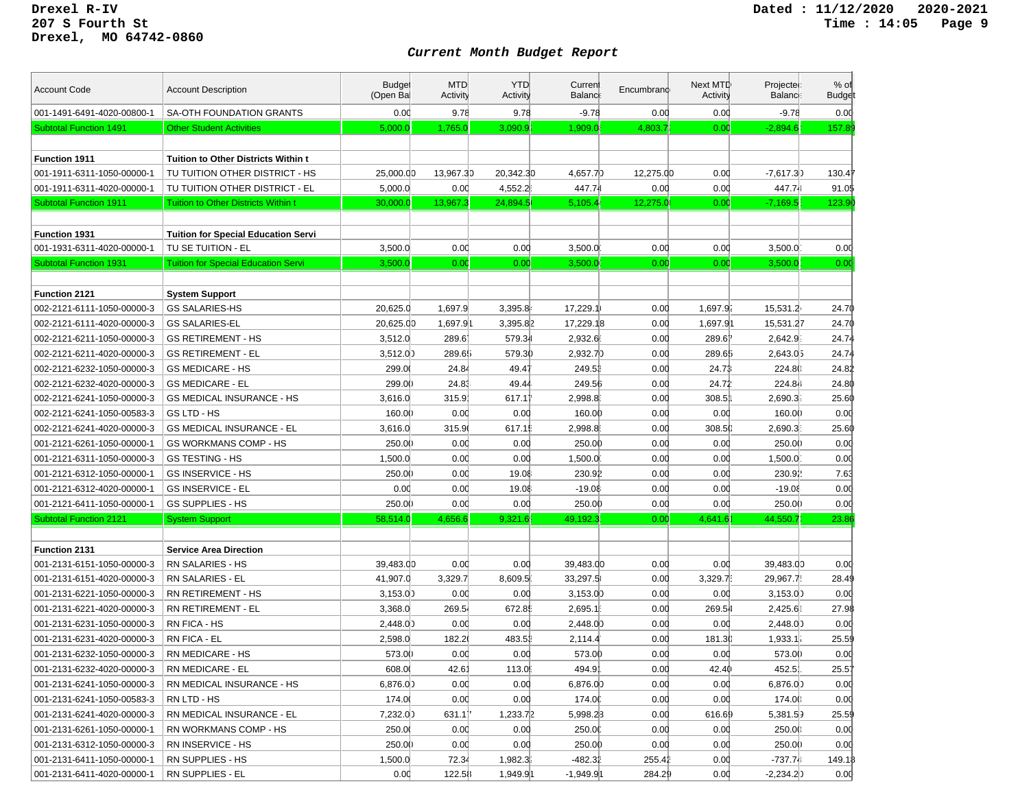Drexel R-IV
207 S Fourth St
Drexel, MO 64742-0860

Dated : 11/12/2020 2020-2021
Time : 14:05

## Current Month Budget Report

| Account Code | Account Description | Budget (Open Bal | MTD Activity | YTD Activity | Current Balance | Encumbrance | Next MTD Activity | Projected Balance | % of Budget |
|---|---|---|---|---|---|---|---|---|---|
| 001-1491-6491-4020-00800-1 | SA-OTH FOUNDATION GRANTS | 0.00 | 9.78 | 9.78 | -9.78 | 0.00 | 0.00 | -9.78 | 0.00 |
| Subtotal Function 1491 | Other Student Activities | 5,000.0 | 1,765.0 | 3,090.9 | 1,909.0 | 4,803.7 | 0.00 | -2,894.6 | 157.89 |
| | | | | | | | | | |
| **Function 1911** | **Tuition to Other Districts Within t** | | | | | | | | |
| 001-1911-6311-1050-00000-1 | TU TUITION OTHER DISTRICT - HS | 25,000.00 | 13,967.30 | 20,342.30 | 4,657.70 | 12,275.00 | 0.00 | -7,617.30 | 130.47 |
| 001-1911-6311-4020-00000-1 | TU TUITION OTHER DISTRICT - EL | 5,000.0 | 0.00 | 4,552.2 | 447.74 | 0.00 | 0.00 | 447.74 | 91.05 |
| Subtotal Function 1911 | Tuition to Other Districts Within t | 30,000.0 | 13,967.3 | 24,894.5 | 5,105.4 | 12,275.0 | 0.00 | -7,169.5 | 123.90 |
| | | | | | | | | | |
| **Function 1931** | **Tuition for Special Education Servi** | | | | | | | | |
| 001-1931-6311-4020-00000-1 | TU SE TUITION - EL | 3,500.0 | 0.00 | 0.00 | 3,500.0 | 0.00 | 0.00 | 3,500.0 | 0.00 |
| Subtotal Function 1931 | Tuition for Special Education Servi | 3,500.0 | 0.00 | 0.00 | 3,500.0 | 0.00 | 0.00 | 3,500.0 | 0.00 |
| | | | | | | | | | |
| **Function 2121** | **System Support** | | | | | | | | |
| 002-2121-6111-1050-00000-3 | GS SALARIES-HS | 20,625.0 | 1,697.9 | 3,395.8 | 17,229.1 | 0.00 | 1,697.9 | 15,531.2 | 24.70 |
| 002-2121-6111-4020-00000-3 | GS SALARIES-EL | 20,625.00 | 1,697.91 | 3,395.82 | 17,229.18 | 0.00 | 1,697.91 | 15,531.27 | 24.70 |
| 002-2121-6211-1050-00000-3 | GS RETIREMENT - HS | 3,512.0 | 289.67 | 579.34 | 2,932.6 | 0.00 | 289.67 | 2,642.9 | 24.74 |
| 002-2121-6211-4020-00000-3 | GS RETIREMENT - EL | 3,512.00 | 289.65 | 579.30 | 2,932.70 | 0.00 | 289.65 | 2,643.05 | 24.74 |
| 002-2121-6232-1050-00000-3 | GS MEDICARE - HS | 299.00 | 24.84 | 49.47 | 249.53 | 0.00 | 24.73 | 224.80 | 24.82 |
| 002-2121-6232-4020-00000-3 | GS MEDICARE - EL | 299.00 | 24.83 | 49.44 | 249.56 | 0.00 | 24.72 | 224.84 | 24.80 |
| 002-2121-6241-1050-00000-3 | GS MEDICAL INSURANCE - HS | 3,616.0 | 315.91 | 617.17 | 2,998.83 | 0.00 | 308.51 | 2,690.3 | 25.60 |
| 002-2121-6241-1050-00583-3 | GS LTD - HS | 160.00 | 0.00 | 0.00 | 160.00 | 0.00 | 0.00 | 160.00 | 0.00 |
| 002-2121-6241-4020-00000-3 | GS MEDICAL INSURANCE - EL | 3,616.0 | 315.90 | 617.15 | 2,998.8 | 0.00 | 308.50 | 2,690.3 | 25.60 |
| 001-2121-6261-1050-00000-1 | GS WORKMANS COMP - HS | 250.00 | 0.00 | 0.00 | 250.00 | 0.00 | 0.00 | 250.00 | 0.00 |
| 001-2121-6311-1050-00000-3 | GS TESTING - HS | 1,500.0 | 0.00 | 0.00 | 1,500.0 | 0.00 | 0.00 | 1,500.0 | 0.00 |
| 001-2121-6312-1050-00000-1 | GS INSERVICE - HS | 250.00 | 0.00 | 19.08 | 230.92 | 0.00 | 0.00 | 230.92 | 7.63 |
| 001-2121-6312-4020-00000-1 | GS INSERVICE - EL | 0.00 | 0.00 | 19.08 | -19.08 | 0.00 | 0.00 | -19.08 | 0.00 |
| 001-2121-6411-1050-00000-1 | GS SUPPLIES - HS | 250.00 | 0.00 | 0.00 | 250.00 | 0.00 | 0.00 | 250.00 | 0.00 |
| Subtotal Function 2121 | System Support | 58,514.0 | 4,656.6 | 9,321.6 | 49,192.3 | 0.00 | 4,641.6 | 44,550.7 | 23.86 |
| | | | | | | | | | |
| **Function 2131** | **Service Area Direction** | | | | | | | | |
| 001-2131-6151-1050-00000-3 | RN SALARIES - HS | 39,483.00 | 0.00 | 0.00 | 39,483.00 | 0.00 | 0.00 | 39,483.00 | 0.00 |
| 001-2131-6151-4020-00000-3 | RN SALARIES - EL | 41,907.0 | 3,329.7 | 8,609.5 | 33,297.5 | 0.00 | 3,329.7 | 29,967.7 | 28.49 |
| 001-2131-6221-1050-00000-3 | RN RETIREMENT - HS | 3,153.00 | 0.00 | 0.00 | 3,153.00 | 0.00 | 0.00 | 3,153.00 | 0.00 |
| 001-2131-6221-4020-00000-3 | RN RETIREMENT - EL | 3,368.0 | 269.54 | 672.85 | 2,695.1 | 0.00 | 269.54 | 2,425.6 | 27.98 |
| 001-2131-6231-1050-00000-3 | RN FICA - HS | 2,448.00 | 0.00 | 0.00 | 2,448.00 | 0.00 | 0.00 | 2,448.00 | 0.00 |
| 001-2131-6231-4020-00000-3 | RN FICA - EL | 2,598.0 | 182.20 | 483.53 | 2,114.47 | 0.00 | 181.30 | 1,933.1 | 25.59 |
| 001-2131-6232-1050-00000-3 | RN MEDICARE - HS | 573.00 | 0.00 | 0.00 | 573.00 | 0.00 | 0.00 | 573.00 | 0.00 |
| 001-2131-6232-4020-00000-3 | RN MEDICARE - EL | 608.00 | 42.61 | 113.09 | 494.91 | 0.00 | 42.40 | 452.5 | 25.57 |
| 001-2131-6241-1050-00000-3 | RN MEDICAL INSURANCE - HS | 6,876.00 | 0.00 | 0.00 | 6,876.00 | 0.00 | 0.00 | 6,876.00 | 0.00 |
| 001-2131-6241-1050-00583-3 | RN LTD - HS | 174.00 | 0.00 | 0.00 | 174.00 | 0.00 | 0.00 | 174.00 | 0.00 |
| 001-2131-6241-4020-00000-3 | RN MEDICAL INSURANCE - EL | 7,232.00 | 631.17 | 1,233.72 | 5,998.28 | 0.00 | 616.69 | 5,381.59 | 25.59 |
| 001-2131-6261-1050-00000-3 | RN WORKMANS COMP - HS | 250.00 | 0.00 | 0.00 | 250.00 | 0.00 | 0.00 | 250.00 | 0.00 |
| 001-2131-6312-1050-00000-3 | RN INSERVICE - HS | 250.00 | 0.00 | 0.00 | 250.00 | 0.00 | 0.00 | 250.00 | 0.00 |
| 001-2131-6411-1050-00000-1 | RN SUPPLIES - HS | 1,500.0 | 72.34 | 1,982.3 | -482.32 | 255.42 | 0.00 | -737.74 | 149.18 |
| 001-2131-6411-4020-00000-1 | RN SUPPLIES - EL | 0.00 | 122.58 | 1,949.91 | -1,949.91 | 284.29 | 0.00 | -2,234.20 | 0.00 |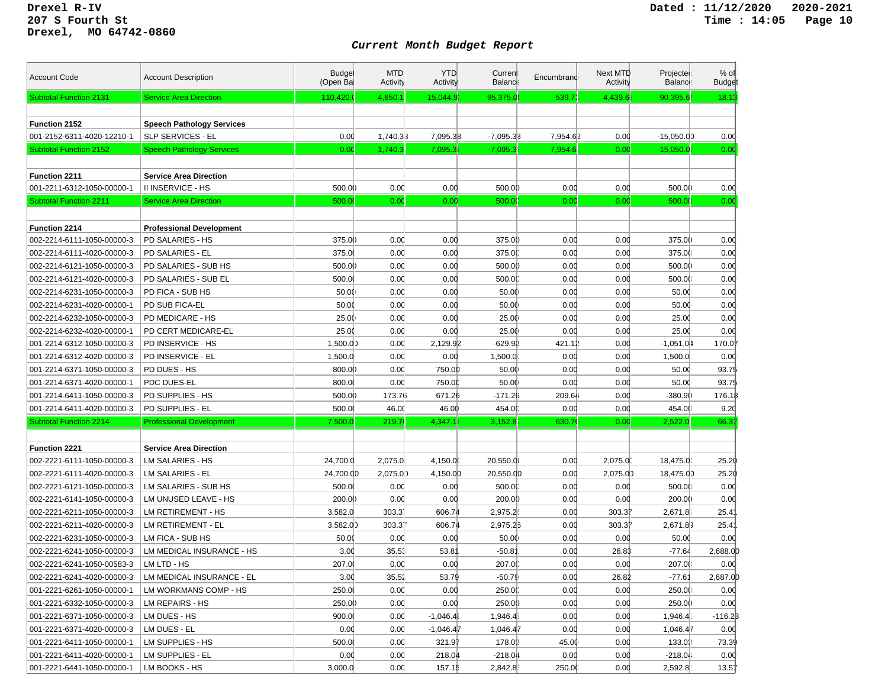Drexel R-IV
207 S Fourth St
Drexel, MO 64742-0860

Dated : 11/12/2020 2020-2021
Time : 14:05

## Current Month Budget Report

| Account Code | Account Description | Budget (Open Bal | MTD Activity | YTD Activity | Current Balance | Encumbrance | Next MTD Activity | Projected Balance | % of Budget |
|---|---|---|---|---|---|---|---|---|---|
| Subtotal Function 2131 | Service Area Direction | 110,420.0 | 4,650.1 | 15,044.9 | 95,375.0 | 539.7 | 4,439.6 | 90,395.6 | 18.13 |
| | | | | | | | | | |
| **Function 2152** | **Speech Pathology Services** | | | | | | | | |
| 001-2152-6311-4020-12210-1 | SLP SERVICES - EL | 0.00 | 1,740.38 | 7,095.38 | -7,095.38 | 7,954.62 | 0.00 | -15,050.00 | 0.00 |
| Subtotal Function 2152 | Speech Pathology Services | 0.00 | 1,740.3 | 7,095.3 | -7,095.3 | 7,954.6 | 0.00 | -15,050.0 | 0.00 |
| | | | | | | | | | |
| **Function 2211** | **Service Area Direction** | | | | | | | | |
| 001-2211-6312-1050-00000-1 | II INSERVICE - HS | 500.00 | 0.00 | 0.00 | 500.00 | 0.00 | 0.00 | 500.00 | 0.00 |
| Subtotal Function 2211 | Service Area Direction | 500.0 | 0.00 | 0.00 | 500.0 | 0.00 | 0.00 | 500.0 | 0.00 |
| | | | | | | | | | |
| **Function 2214** | **Professional Development** | | | | | | | | |
| 002-2214-6111-1050-00000-3 | PD SALARIES - HS | 375.00 | 0.00 | 0.00 | 375.00 | 0.00 | 0.00 | 375.00 | 0.00 |
| 002-2214-6111-4020-00000-3 | PD SALARIES - EL | 375.00 | 0.00 | 0.00 | 375.00 | 0.00 | 0.00 | 375.00 | 0.00 |
| 002-2214-6121-1050-00000-3 | PD SALARIES - SUB HS | 500.00 | 0.00 | 0.00 | 500.00 | 0.00 | 0.00 | 500.00 | 0.00 |
| 002-2214-6121-4020-00000-3 | PD SALARIES - SUB EL | 500.00 | 0.00 | 0.00 | 500.00 | 0.00 | 0.00 | 500.00 | 0.00 |
| 002-2214-6231-1050-00000-3 | PD FICA - SUB HS | 50.00 | 0.00 | 0.00 | 50.00 | 0.00 | 0.00 | 50.00 | 0.00 |
| 002-2214-6231-4020-00000-1 | PD SUB FICA-EL | 50.00 | 0.00 | 0.00 | 50.00 | 0.00 | 0.00 | 50.00 | 0.00 |
| 002-2214-6232-1050-00000-3 | PD MEDICARE - HS | 25.00 | 0.00 | 0.00 | 25.00 | 0.00 | 0.00 | 25.00 | 0.00 |
| 002-2214-6232-4020-00000-1 | PD CERT MEDICARE-EL | 25.00 | 0.00 | 0.00 | 25.00 | 0.00 | 0.00 | 25.00 | 0.00 |
| 001-2214-6312-1050-00000-3 | PD INSERVICE - HS | 1,500.00 | 0.00 | 2,129.92 | -629.92 | 421.12 | 0.00 | -1,051.04 | 170.07 |
| 001-2214-6312-4020-00000-3 | PD INSERVICE - EL | 1,500.0 | 0.00 | 0.00 | 1,500.0 | 0.00 | 0.00 | 1,500.0 | 0.00 |
| 001-2214-6371-1050-00000-3 | PD DUES - HS | 800.00 | 0.00 | 750.00 | 50.00 | 0.00 | 0.00 | 50.00 | 93.75 |
| 001-2214-6371-4020-00000-1 | PDC DUES-EL | 800.00 | 0.00 | 750.00 | 50.00 | 0.00 | 0.00 | 50.00 | 93.75 |
| 001-2214-6411-1050-00000-3 | PD SUPPLIES - HS | 500.00 | 173.76 | 671.26 | -171.26 | 209.64 | 0.00 | -380.90 | 176.18 |
| 001-2214-6411-4020-00000-3 | PD SUPPLIES - EL | 500.00 | 46.00 | 46.00 | 454.00 | 0.00 | 0.00 | 454.00 | 9.20 |
| Subtotal Function 2214 | Professional Development | 7,500.0 | 219.7 | 4,347.1 | 3,152.8 | 630.7 | 0.00 | 2,522.0 | 66.37 |
| | | | | | | | | | |
| **Function 2221** | **Service Area Direction** | | | | | | | | |
| 002-2221-6111-1050-00000-3 | LM SALARIES - HS | 24,700.0 | 2,075.0 | 4,150.0 | 20,550.0 | 0.00 | 2,075.0 | 18,475.0 | 25.20 |
| 002-2221-6111-4020-00000-3 | LM SALARIES - EL | 24,700.00 | 2,075.00 | 4,150.00 | 20,550.00 | 0.00 | 2,075.00 | 18,475.00 | 25.20 |
| 002-2221-6121-1050-00000-3 | LM SALARIES - SUB HS | 500.00 | 0.00 | 0.00 | 500.00 | 0.00 | 0.00 | 500.00 | 0.00 |
| 002-2221-6141-1050-00000-3 | LM UNUSED LEAVE - HS | 200.00 | 0.00 | 0.00 | 200.00 | 0.00 | 0.00 | 200.00 | 0.00 |
| 002-2221-6211-1050-00000-3 | LM RETIREMENT - HS | 3,582.0 | 303.37 | 606.74 | 2,975.2 | 0.00 | 303.37 | 2,671.8 | 25.41 |
| 002-2221-6211-4020-00000-3 | LM RETIREMENT - EL | 3,582.00 | 303.37 | 606.74 | 2,975.26 | 0.00 | 303.37 | 2,671.89 | 25.41 |
| 002-2221-6231-1050-00000-3 | LM FICA - SUB HS | 50.00 | 0.00 | 0.00 | 50.00 | 0.00 | 0.00 | 50.00 | 0.00 |
| 002-2221-6241-1050-00000-3 | LM MEDICAL INSURANCE - HS | 3.00 | 35.53 | 53.81 | -50.81 | 0.00 | 26.83 | -77.64 | 2,688.00 |
| 002-2221-6241-1050-00583-3 | LM LTD - HS | 207.00 | 0.00 | 0.00 | 207.00 | 0.00 | 0.00 | 207.00 | 0.00 |
| 002-2221-6241-4020-00000-3 | LM MEDICAL INSURANCE - EL | 3.00 | 35.52 | 53.79 | -50.79 | 0.00 | 26.82 | -77.61 | 2,687.00 |
| 001-2221-6261-1050-00000-1 | LM WORKMANS COMP - HS | 250.00 | 0.00 | 0.00 | 250.00 | 0.00 | 0.00 | 250.00 | 0.00 |
| 001-2221-6332-1050-00000-3 | LM REPAIRS - HS | 250.00 | 0.00 | 0.00 | 250.00 | 0.00 | 0.00 | 250.00 | 0.00 |
| 001-2221-6371-1050-00000-3 | LM DUES - HS | 900.00 | 0.00 | -1,046.4 | 1,946.4 | 0.00 | 0.00 | 1,946.4 | -116.28 |
| 001-2221-6371-4020-00000-3 | LM DUES - EL | 0.00 | 0.00 | -1,046.47 | 1,046.47 | 0.00 | 0.00 | 1,046.47 | 0.00 |
| 001-2221-6411-1050-00000-1 | LM SUPPLIES - HS | 500.00 | 0.00 | 321.97 | 178.03 | 45.00 | 0.00 | 133.03 | 73.39 |
| 001-2221-6411-4020-00000-1 | LM SUPPLIES - EL | 0.00 | 0.00 | 218.04 | -218.04 | 0.00 | 0.00 | -218.04 | 0.00 |
| 001-2221-6441-1050-00000-1 | LM BOOKS - HS | 3,000.0 | 0.00 | 157.15 | 2,842.8 | 250.00 | 0.00 | 2,592.8 | 13.57 |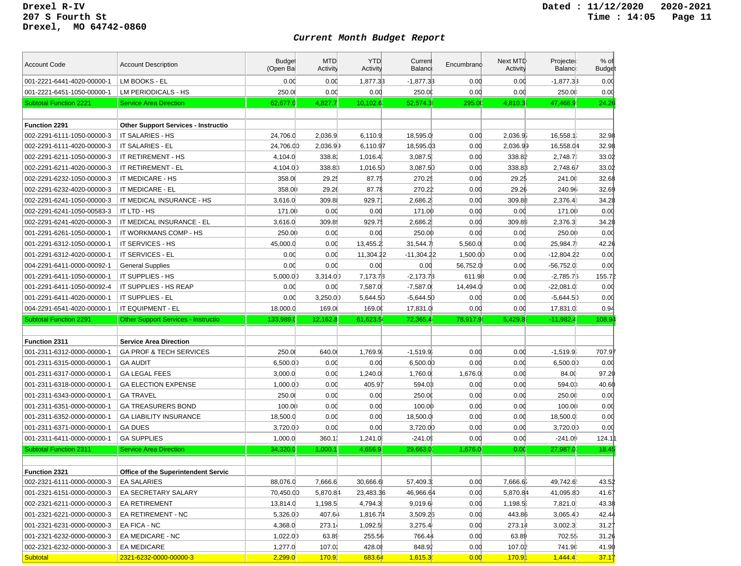Drexel R-IV
207 S Fourth St
Drexel, MO 64742-0860

Dated : 11/12/2020 2020-2021
Time : 14:05

## Current Month Budget Report

| Account Code | Account Description | Budget (Open Bal) | MTD Activity | YTD Activity | Current Balance | Encumbrance | Next MTD Activity | Projected Balance | % of Budget |
|---|---|---|---|---|---|---|---|---|---|
| 001-2221-6441-4020-00000-1 | LM BOOKS - EL | 0.00 | 0.00 | 1,877.33 | -1,877.33 | 0.00 | 0.00 | -1,877.33 | 0.00 |
| 001-2221-6451-1050-00000-1 | LM PERIODICALS - HS | 250.00 | 0.00 | 0.00 | 250.00 | 0.00 | 0.00 | 250.00 | 0.00 |
| Subtotal Function 2221 | Service Area Direction | 62,677.0 | 4,827.7 | 10,102.6 | 52,574.3 | 295.00 | 4,810.3 | 47,468.9 | 24.26 |
| | | | | | | | | | |
| **Function 2291** | **Other Support Services - Instructio** | | | | | | | | |
| 002-2291-6111-1050-00000-3 | IT SALARIES - HS | 24,706.0 | 2,036.9 | 6,110.9 | 18,595.0 | 0.00 | 2,036.97 | 16,558.1 | 32.98 |
| 002-2291-6111-4020-00000-3 | IT SALARIES - EL | 24,706.00 | 2,036.99 | 6,110.97 | 18,595.03 | 0.00 | 2,036.99 | 16,558.04 | 32.98 |
| 002-2291-6211-1050-00000-3 | IT RETIREMENT - HS | 4,104.0 | 338.82 | 1,016.4 | 3,087.5 | 0.00 | 338.82 | 2,748.7 | 33.02 |
| 002-2291-6211-4020-00000-3 | IT RETIREMENT - EL | 4,104.00 | 338.83 | 1,016.50 | 3,087.50 | 0.00 | 338.83 | 2,748.67 | 33.02 |
| 002-2291-6232-1050-00000-3 | IT MEDICARE - HS | 358.00 | 29.25 | 87.75 | 270.25 | 0.00 | 29.25 | 241.00 | 32.68 |
| 002-2291-6232-4020-00000-3 | IT MEDICARE - EL | 358.00 | 29.26 | 87.78 | 270.22 | 0.00 | 29.26 | 240.96 | 32.69 |
| 002-2291-6241-1050-00000-3 | IT MEDICAL INSURANCE - HS | 3,616.0 | 309.88 | 929.71 | 2,686.2 | 0.00 | 309.88 | 2,376.4 | 34.28 |
| 002-2291-6241-1050-00583-3 | IT LTD - HS | 171.00 | 0.00 | 0.00 | 171.00 | 0.00 | 0.00 | 171.00 | 0.00 |
| 002-2291-6241-4020-00000-3 | IT MEDICAL INSURANCE - EL | 3,616.0 | 309.89 | 929.75 | 2,686.2 | 0.00 | 309.89 | 2,376.3 | 34.28 |
| 001-2291-6261-1050-00000-1 | IT WORKMANS COMP - HS | 250.00 | 0.00 | 0.00 | 250.00 | 0.00 | 0.00 | 250.00 | 0.00 |
| 001-2291-6312-1050-00000-1 | IT SERVICES - HS | 45,000.0 | 0.00 | 13,455.2 | 31,544.7 | 5,560.0 | 0.00 | 25,984.7 | 42.26 |
| 001-2291-6312-4020-00000-1 | IT SERVICES - EL | 0.00 | 0.00 | 11,304.22 | -11,304.22 | 1,500.00 | 0.00 | -12,804.22 | 0.00 |
| 004-2291-6411-0000-00092-1 | General Supplies | 0.00 | 0.00 | 0.00 | 0.00 | 56,752.0 | 0.00 | -56,752.0 | 0.00 |
| 001-2291-6411-1050-00000-1 | IT SUPPLIES - HS | 5,000.00 | 3,314.00 | 7,173.78 | -2,173.78 | 611.98 | 0.00 | -2,785.76 | 155.72 |
| 001-2291-6411-1050-00092-4 | IT SUPPLIES - HS REAP | 0.00 | 0.00 | 7,587.0 | -7,587.0 | 14,494.0 | 0.00 | -22,081.0 | 0.00 |
| 001-2291-6411-4020-00000-1 | IT SUPPLIES - EL | 0.00 | 3,250.00 | 5,644.50 | -5,644.50 | 0.00 | 0.00 | -5,644.50 | 0.00 |
| 004-2291-6541-4020-00000-1 | IT EQUIPMENT - EL | 18,000.0 | 169.00 | 169.00 | 17,831.0 | 0.00 | 0.00 | 17,831.0 | 0.94 |
| Subtotal Function 2291 | Other Support Services - Instructio | 133,989.0 | 12,162.8 | 61,623.5 | 72,365.4 | 78,917.9 | 5,429.8 | -11,982.4 | 108.94 |
| | | | | | | | | | |
| **Function 2311** | **Service Area Direction** | | | | | | | | |
| 001-2311-6312-0000-00000-1 | GA PROF & TECH SERVICES | 250.00 | 640.00 | 1,769.9 | -1,519.9 | 0.00 | 0.00 | -1,519.9 | 707.97 |
| 001-2311-6315-0000-00000-1 | GA AUDIT | 6,500.00 | 0.00 | 0.00 | 6,500.00 | 0.00 | 0.00 | 6,500.00 | 0.00 |
| 001-2311-6317-0000-00000-1 | GA LEGAL FEES | 3,000.0 | 0.00 | 1,240.0 | 1,760.0 | 1,676.0 | 0.00 | 84.00 | 97.20 |
| 001-2311-6318-0000-00000-1 | GA ELECTION EXPENSE | 1,000.00 | 0.00 | 405.97 | 594.03 | 0.00 | 0.00 | 594.03 | 40.60 |
| 001-2311-6343-0000-00000-1 | GA TRAVEL | 250.00 | 0.00 | 0.00 | 250.00 | 0.00 | 0.00 | 250.00 | 0.00 |
| 001-2311-6351-0000-00000-1 | GA TREASURERS BOND | 100.00 | 0.00 | 0.00 | 100.00 | 0.00 | 0.00 | 100.00 | 0.00 |
| 001-2311-6352-0000-00000-1 | GA LIABILITY INSURANCE | 18,500.0 | 0.00 | 0.00 | 18,500.0 | 0.00 | 0.00 | 18,500.0 | 0.00 |
| 001-2311-6371-0000-00000-1 | GA DUES | 3,720.00 | 0.00 | 0.00 | 3,720.00 | 0.00 | 0.00 | 3,720.00 | 0.00 |
| 001-2311-6411-0000-00000-1 | GA SUPPLIES | 1,000.0 | 360.1 | 1,241.0 | -241.0 | 0.00 | 0.00 | -241.0 | 124.11 |
| Subtotal Function 2311 | Service Area Direction | 34,320.0 | 1,000.1 | 4,656.9 | 29,663.0 | 1,676.0 | 0.00 | 27,987.0 | 18.45 |
| | | | | | | | | | |
| **Function 2321** | **Office of the Superintendent Servic** | | | | | | | | |
| 002-2321-6111-0000-00000-3 | EA SALARIES | 88,076.0 | 7,666.6 | 30,666.6 | 57,409.3 | 0.00 | 7,666.67 | 49,742.6 | 43.52 |
| 001-2321-6151-0000-00000-3 | EA SECRETARY SALARY | 70,450.00 | 5,870.84 | 23,483.36 | 46,966.64 | 0.00 | 5,870.84 | 41,095.80 | 41.67 |
| 002-2321-6211-0000-00000-3 | EA RETIREMENT | 13,814.0 | 1,198.5 | 4,794.3 | 9,019.6 | 0.00 | 1,198.5 | 7,821.0 | 43.38 |
| 001-2321-6221-0000-00000-3 | EA RETIREMENT - NC | 5,326.00 | 407.64 | 1,816.74 | 3,509.26 | 0.00 | 443.86 | 3,065.40 | 42.44 |
| 001-2321-6231-0000-00000-3 | EA FICA - NC | 4,368.0 | 273.14 | 1,092.5 | 3,275.4 | 0.00 | 273.14 | 3,002.3 | 31.27 |
| 001-2321-6232-0000-00000-3 | EA MEDICARE - NC | 1,022.00 | 63.89 | 255.56 | 766.44 | 0.00 | 63.89 | 702.55 | 31.26 |
| 002-2321-6232-0000-00000-3 | EA MEDICARE | 1,277.0 | 107.02 | 428.08 | 848.92 | 0.00 | 107.02 | 741.90 | 41.90 |
| Subtotal | 2321-6232-0000-00000-3 | 2,299.0 | 170.91 | 683.64 | 1,615.3 | 0.00 | 170.91 | 1,444.4 | 37.17 |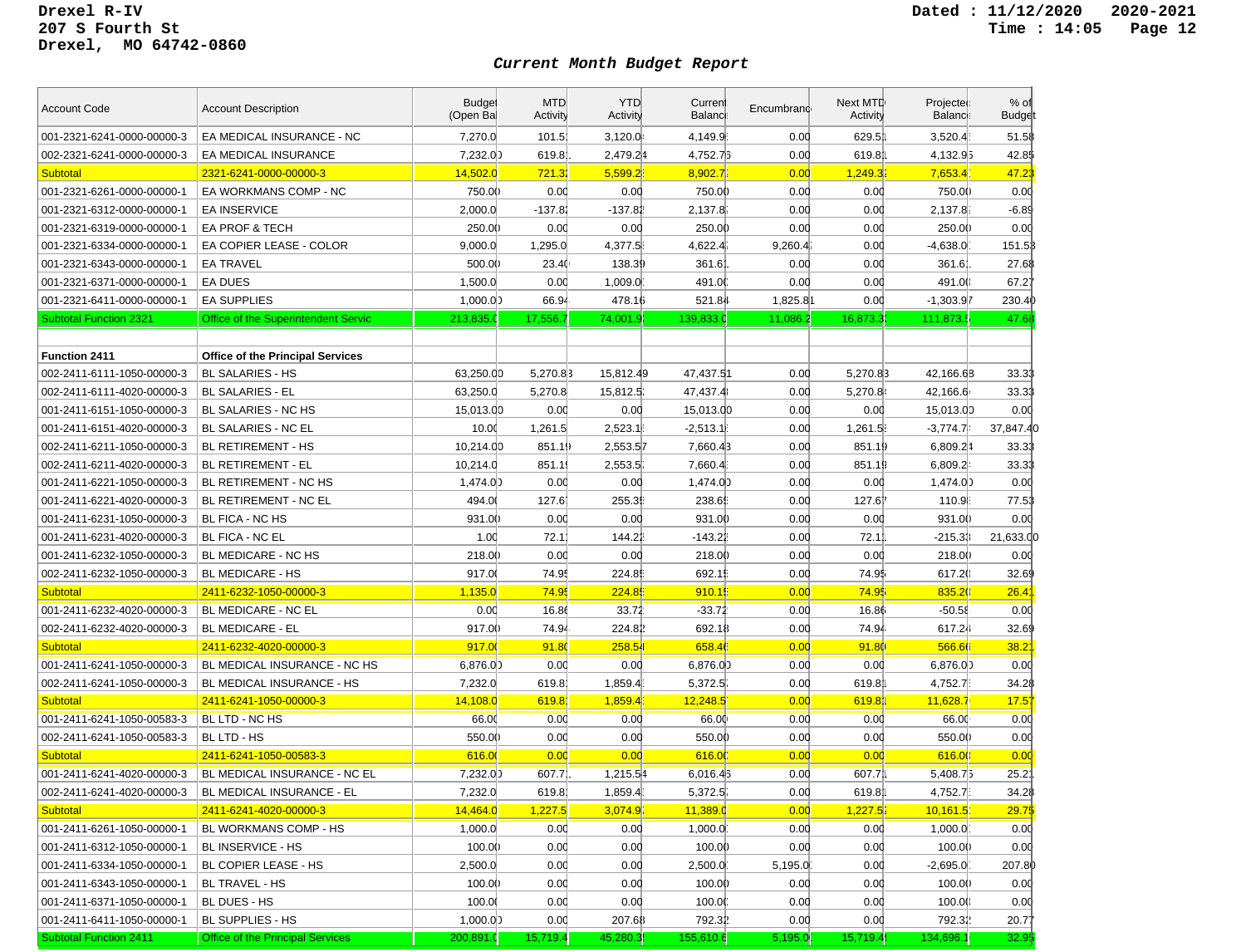Drexel R-IV
207 S Fourth St
Drexel, MO 64742-0860

Dated : 11/12/2020 2020-2021
Time : 14:05

## *Current Month Budget Report*

| Account Code | Account Description | Budget (Open Bal | MTD Activity | YTD Activity | Current Balance | Encumbrance | Next MTD Activity | Projected Balance | % of Budget |
|---|---|---|---|---|---|---|---|---|---|
| 001-2321-6241-0000-00000-3 | EA MEDICAL INSURANCE - NC | 7,270.0 | 101.5 | 3,120.0 | 4,149.9 | 0.00 | 629.51 | 3,520.4 | 51.58 |
| 002-2321-6241-0000-00000-3 | EA MEDICAL INSURANCE | 7,232.00 | 619.81 | 2,479.24 | 4,752.76 | 0.00 | 619.81 | 4,132.95 | 42.85 |
| Subtotal | 2321-6241-0000-00000-3 | 14,502.0 | 721.3 | 5,599.2 | 8,902.7 | 0.00 | 1,249.32 | 7,653.4 | 47.23 |
| 001-2321-6261-0000-00000-1 | EA WORKMANS COMP - NC | 750.00 | 0.00 | 0.00 | 750.00 | 0.00 | 0.00 | 750.00 | 0.00 |
| 001-2321-6312-0000-00000-1 | EA INSERVICE | 2,000.0 | -137.82 | -137.82 | 2,137.8 | 0.00 | 0.00 | 2,137.8 | -6.89 |
| 001-2321-6319-0000-00000-1 | EA PROF & TECH | 250.00 | 0.00 | 0.00 | 250.00 | 0.00 | 0.00 | 250.00 | 0.00 |
| 001-2321-6334-0000-00000-1 | EA COPIER LEASE - COLOR | 9,000.0 | 1,295.0 | 4,377.5 | 4,622.4 | 9,260.4 | 0.00 | -4,638.0 | 151.58 |
| 001-2321-6343-0000-00000-1 | EA TRAVEL | 500.00 | 23.40 | 138.39 | 361.61 | 0.00 | 0.00 | 361.61 | 27.68 |
| 001-2321-6371-0000-00000-1 | EA DUES | 1,500.0 | 0.00 | 1,009.0 | 491.00 | 0.00 | 0.00 | 491.00 | 67.27 |
| 001-2321-6411-0000-00000-1 | EA SUPPLIES | 1,000.00 | 66.94 | 478.16 | 521.84 | 1,825.81 | 0.00 | -1,303.97 | 230.40 |
| Subtotal Function 2321 | Office of the Superintendent Servic | 213,835.0 | 17,556.7 | 74,001.9 | 139,833.0 | 11,086.2 | 16,873.3 | 111,873.5 | 47.68 |
| | | | | | | | | | |
| **Function 2411** | **Office of the Principal Services** | | | | | | | | |
| 002-2411-6111-1050-00000-3 | BL SALARIES - HS | 63,250.00 | 5,270.83 | 15,812.49 | 47,437.51 | 0.00 | 5,270.83 | 42,166.68 | 33.33 |
| 002-2411-6111-4020-00000-3 | BL SALARIES - EL | 63,250.0 | 5,270.8 | 15,812.5 | 47,437.4 | 0.00 | 5,270.84 | 42,166.6 | 33.33 |
| 001-2411-6151-1050-00000-3 | BL SALARIES - NC HS | 15,013.00 | 0.00 | 0.00 | 15,013.00 | 0.00 | 0.00 | 15,013.00 | 0.00 |
| 001-2411-6151-4020-00000-3 | BL SALARIES - NC EL | 10.00 | 1,261.5 | 2,523.1 | -2,513.1 | 0.00 | 1,261.5 | -3,774.7 | 37,847.40 |
| 002-2411-6211-1050-00000-3 | BL RETIREMENT - HS | 10,214.00 | 851.19 | 2,553.57 | 7,660.43 | 0.00 | 851.19 | 6,809.24 | 33.33 |
| 002-2411-6211-4020-00000-3 | BL RETIREMENT - EL | 10,214.0 | 851.1 | 2,553.5 | 7,660.4 | 0.00 | 851.18 | 6,809.2 | 33.33 |
| 001-2411-6221-1050-00000-3 | BL RETIREMENT - NC HS | 1,474.00 | 0.00 | 0.00 | 1,474.00 | 0.00 | 0.00 | 1,474.00 | 0.00 |
| 001-2411-6221-4020-00000-3 | BL RETIREMENT - NC EL | 494.00 | 127.67 | 255.35 | 238.65 | 0.00 | 127.67 | 110.9 | 77.53 |
| 001-2411-6231-1050-00000-3 | BL FICA - NC HS | 931.00 | 0.00 | 0.00 | 931.00 | 0.00 | 0.00 | 931.00 | 0.00 |
| 001-2411-6231-4020-00000-3 | BL FICA - NC EL | 1.00 | 72.1 | 144.22 | -143.22 | 0.00 | 72.11 | -215.33 | 21,633.00 |
| 001-2411-6232-1050-00000-3 | BL MEDICARE - NC HS | 218.00 | 0.00 | 0.00 | 218.00 | 0.00 | 0.00 | 218.00 | 0.00 |
| 002-2411-6232-1050-00000-3 | BL MEDICARE - HS | 917.00 | 74.95 | 224.85 | 692.15 | 0.00 | 74.95 | 617.20 | 32.69 |
| Subtotal | 2411-6232-1050-00000-3 | 1,135.0 | 74.95 | 224.85 | 910.15 | 0.00 | 74.95 | 835.20 | 26.41 |
| 001-2411-6232-4020-00000-3 | BL MEDICARE - NC EL | 0.00 | 16.86 | 33.72 | -33.72 | 0.00 | 16.86 | -50.58 | 0.00 |
| 002-2411-6232-4020-00000-3 | BL MEDICARE - EL | 917.00 | 74.94 | 224.82 | 692.18 | 0.00 | 74.94 | 617.24 | 32.69 |
| Subtotal | 2411-6232-4020-00000-3 | 917.00 | 91.80 | 258.54 | 658.46 | 0.00 | 91.80 | 566.66 | 38.21 |
| 001-2411-6241-1050-00000-3 | BL MEDICAL INSURANCE - NC HS | 6,876.00 | 0.00 | 0.00 | 6,876.00 | 0.00 | 0.00 | 6,876.00 | 0.00 |
| 002-2411-6241-1050-00000-3 | BL MEDICAL INSURANCE - HS | 7,232.0 | 619.8 | 1,859.4 | 5,372.5 | 0.00 | 619.81 | 4,752.7 | 34.28 |
| Subtotal | 2411-6241-1050-00000-3 | 14,108.0 | 619.8 | 1,859.4 | 12,248.5 | 0.00 | 619.81 | 11,628.7 | 17.57 |
| 001-2411-6241-1050-00583-3 | BL LTD - NC HS | 66.00 | 0.00 | 0.00 | 66.00 | 0.00 | 0.00 | 66.00 | 0.00 |
| 002-2411-6241-1050-00583-3 | BL LTD - HS | 550.00 | 0.00 | 0.00 | 550.00 | 0.00 | 0.00 | 550.00 | 0.00 |
| Subtotal | 2411-6241-1050-00583-3 | 616.00 | 0.00 | 0.00 | 616.00 | 0.00 | 0.00 | 616.00 | 0.00 |
| 001-2411-6241-4020-00000-3 | BL MEDICAL INSURANCE - NC EL | 7,232.00 | 607.71 | 1,215.54 | 6,016.46 | 0.00 | 607.71 | 5,408.75 | 25.21 |
| 002-2411-6241-4020-00000-3 | BL MEDICAL INSURANCE - EL | 7,232.0 | 619.8 | 1,859.4 | 5,372.5 | 0.00 | 619.81 | 4,752.7 | 34.28 |
| Subtotal | 2411-6241-4020-00000-3 | 14,464.0 | 1,227.5 | 3,074.9 | 11,389.0 | 0.00 | 1,227.52 | 10,161.5 | 29.75 |
| 001-2411-6261-1050-00000-1 | BL WORKMANS COMP - HS | 1,000.0 | 0.00 | 0.00 | 1,000.0 | 0.00 | 0.00 | 1,000.0 | 0.00 |
| 001-2411-6312-1050-00000-1 | BL INSERVICE - HS | 100.00 | 0.00 | 0.00 | 100.00 | 0.00 | 0.00 | 100.00 | 0.00 |
| 001-2411-6334-1050-00000-1 | BL COPIER LEASE - HS | 2,500.0 | 0.00 | 0.00 | 2,500.0 | 5,195.0 | 0.00 | -2,695.0 | 207.80 |
| 001-2411-6343-1050-00000-1 | BL TRAVEL - HS | 100.00 | 0.00 | 0.00 | 100.00 | 0.00 | 0.00 | 100.00 | 0.00 |
| 001-2411-6371-1050-00000-1 | BL DUES - HS | 100.00 | 0.00 | 0.00 | 100.00 | 0.00 | 0.00 | 100.00 | 0.00 |
| 001-2411-6411-1050-00000-1 | BL SUPPLIES - HS | 1,000.00 | 0.00 | 207.68 | 792.32 | 0.00 | 0.00 | 792.32 | 20.77 |
| Subtotal Function 2411 | Office of the Principal Services | 200,891.0 | 15,719.4 | 45,280.3 | 155,610.6 | 5,195.0 | 15,719.4 | 134,696.1 | 32.95 |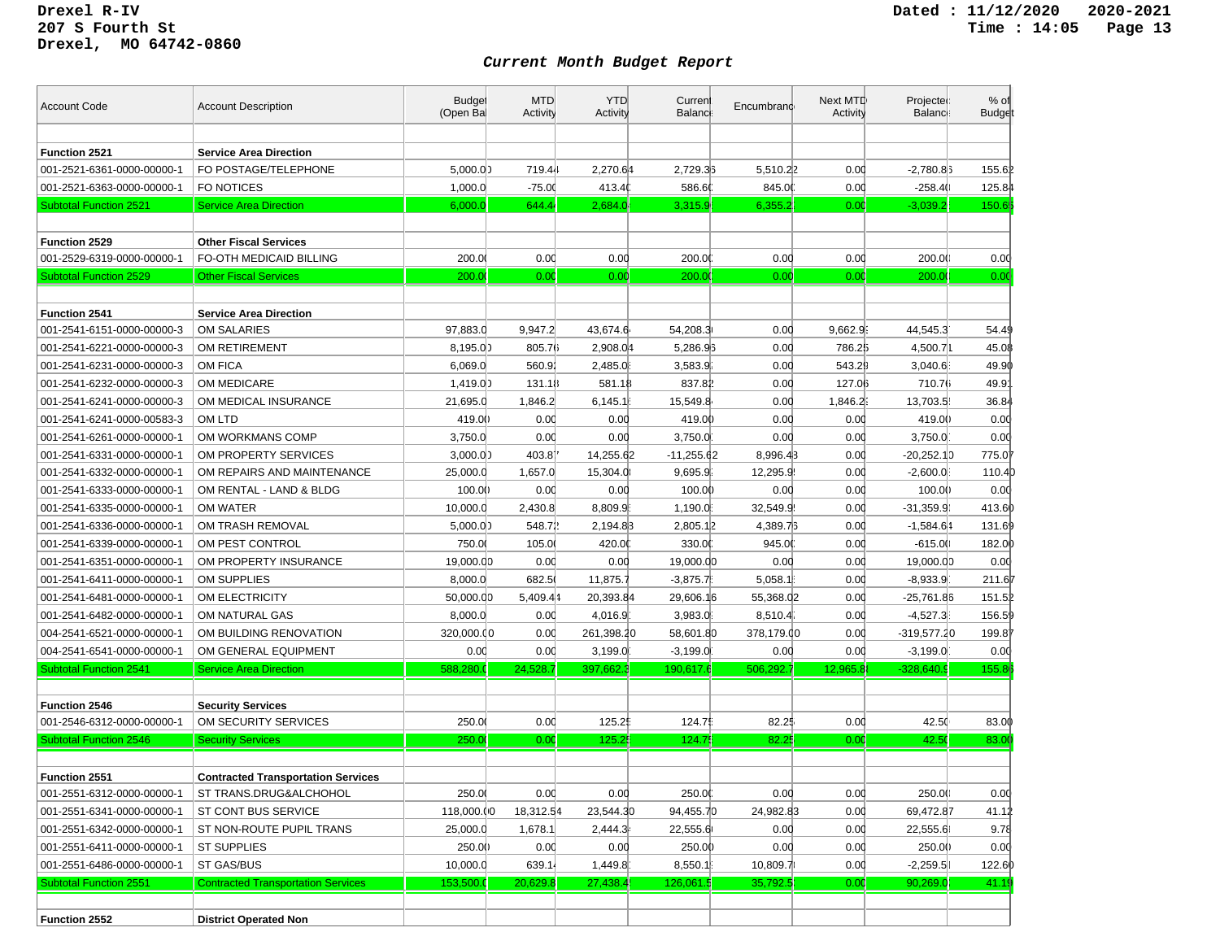Drexel R-IV
207 S Fourth St
Drexel, MO 64742-0860

Dated : 11/12/2020 2020-2021
Time : 14:05

## *Current Month Budget Report*

| Account Code | Account Description | Budget (Open Bal | MTD Activity | YTD Activity | Current Balance | Encumbrance | Next MTD Activity | Projected Balance | % of Budget |
|---|---|---|---|---|---|---|---|---|---|
| **Function 2521** | **Service Area Direction** | | | | | | | | |
| 001-2521-6361-0000-00000-1 | FO POSTAGE/TELEPHONE | 5,000.00 | 719.44 | 2,270.64 | 2,729.36 | 5,510.22 | 0.00 | -2,780.86 | 155.62 |
| 001-2521-6363-0000-00000-1 | FO NOTICES | 1,000.0 | -75.00 | 413.40 | 586.60 | 845.00 | 0.00 | -258.40 | 125.84 |
| Subtotal Function 2521 | Service Area Direction | 6,000.0 | 644.4 | 2,684.0 | 3,315.9 | 6,355.2 | 0.00 | -3,039.2 | 150.65 |
| **Function 2529** | **Other Fiscal Services** | | | | | | | | |
| 001-2529-6319-0000-00000-1 | FO-OTH MEDICAID BILLING | 200.00 | 0.00 | 0.00 | 200.00 | 0.00 | 0.00 | 200.00 | 0.00 |
| Subtotal Function 2529 | Other Fiscal Services | 200.00 | 0.00 | 0.00 | 200.00 | 0.00 | 0.00 | 200.00 | 0.00 |
| **Function 2541** | **Service Area Direction** | | | | | | | | |
| 001-2541-6151-0000-00000-3 | OM SALARIES | 97,883.0 | 9,947.2 | 43,674.6 | 54,208.3 | 0.00 | 9,662.9 | 44,545.3 | 54.49 |
| 001-2541-6221-0000-00000-3 | OM RETIREMENT | 8,195.00 | 805.76 | 2,908.04 | 5,286.96 | 0.00 | 786.25 | 4,500.71 | 45.08 |
| 001-2541-6231-0000-00000-3 | OM FICA | 6,069.0 | 560.9 | 2,485.0 | 3,583.9 | 0.00 | 543.29 | 3,040.6 | 49.90 |
| 001-2541-6232-0000-00000-3 | OM MEDICARE | 1,419.00 | 131.18 | 581.18 | 837.82 | 0.00 | 127.06 | 710.76 | 49.91 |
| 001-2541-6241-0000-00000-3 | OM MEDICAL INSURANCE | 21,695.0 | 1,846.2 | 6,145.1 | 15,549.8 | 0.00 | 1,846.2 | 13,703.5 | 36.84 |
| 001-2541-6241-0000-00583-3 | OM LTD | 419.00 | 0.00 | 0.00 | 419.00 | 0.00 | 0.00 | 419.00 | 0.00 |
| 001-2541-6261-0000-00000-1 | OM WORKMANS COMP | 3,750.0 | 0.00 | 0.00 | 3,750.0 | 0.00 | 0.00 | 3,750.0 | 0.00 |
| 001-2541-6331-0000-00000-1 | OM PROPERTY SERVICES | 3,000.00 | 403.87 | 14,255.62 | -11,255.62 | 8,996.48 | 0.00 | -20,252.10 | 775.07 |
| 001-2541-6332-0000-00000-1 | OM REPAIRS AND MAINTENANCE | 25,000.0 | 1,657.0 | 15,304.0 | 9,695.9 | 12,295.9 | 0.00 | -2,600.0 | 110.40 |
| 001-2541-6333-0000-00000-1 | OM RENTAL - LAND & BLDG | 100.00 | 0.00 | 0.00 | 100.00 | 0.00 | 0.00 | 100.00 | 0.00 |
| 001-2541-6335-0000-00000-1 | OM WATER | 10,000.0 | 2,430.8 | 8,809.9 | 1,190.0 | 32,549.9 | 0.00 | -31,359.9 | 413.60 |
| 001-2541-6336-0000-00000-1 | OM TRASH REMOVAL | 5,000.00 | 548.72 | 2,194.88 | 2,805.12 | 4,389.76 | 0.00 | -1,584.64 | 131.69 |
| 001-2541-6339-0000-00000-1 | OM PEST CONTROL | 750.00 | 105.00 | 420.00 | 330.00 | 945.00 | 0.00 | -615.00 | 182.00 |
| 001-2541-6351-0000-00000-1 | OM PROPERTY INSURANCE | 19,000.00 | 0.00 | 0.00 | 19,000.00 | 0.00 | 0.00 | 19,000.00 | 0.00 |
| 001-2541-6411-0000-00000-1 | OM SUPPLIES | 8,000.0 | 682.50 | 11,875.7 | -3,875.7 | 5,058.1 | 0.00 | -8,933.9 | 211.67 |
| 001-2541-6481-0000-00000-1 | OM ELECTRICITY | 50,000.00 | 5,409.44 | 20,393.84 | 29,606.16 | 55,368.02 | 0.00 | -25,761.86 | 151.52 |
| 001-2541-6482-0000-00000-1 | OM NATURAL GAS | 8,000.0 | 0.00 | 4,016.9 | 3,983.0 | 8,510.4 | 0.00 | -4,527.3 | 156.59 |
| 004-2541-6521-0000-00000-1 | OM BUILDING RENOVATION | 320,000.00 | 0.00 | 261,398.20 | 58,601.80 | 378,179.00 | 0.00 | -319,577.20 | 199.87 |
| 004-2541-6541-0000-00000-1 | OM GENERAL EQUIPMENT | 0.00 | 0.00 | 3,199.0 | -3,199.0 | 0.00 | 0.00 | -3,199.0 | 0.00 |
| Subtotal Function 2541 | Service Area Direction | 588,280.0 | 24,528.7 | 397,662.3 | 190,617.6 | 506,292.7 | 12,965.8 | -328,640.9 | 155.86 |
| **Function 2546** | **Security Services** | | | | | | | | |
| 001-2546-6312-0000-00000-1 | OM SECURITY SERVICES | 250.00 | 0.00 | 125.25 | 124.75 | 82.25 | 0.00 | 42.50 | 83.00 |
| Subtotal Function 2546 | Security Services | 250.00 | 0.00 | 125.25 | 124.75 | 82.25 | 0.00 | 42.50 | 83.00 |
| **Function 2551** | **Contracted Transportation Services** | | | | | | | | |
| 001-2551-6312-0000-00000-1 | ST TRANS.DRUG&ALCHOHOL | 250.00 | 0.00 | 0.00 | 250.00 | 0.00 | 0.00 | 250.00 | 0.00 |
| 001-2551-6341-0000-00000-1 | ST CONT BUS SERVICE | 118,000.00 | 18,312.54 | 23,544.30 | 94,455.70 | 24,982.83 | 0.00 | 69,472.87 | 41.12 |
| 001-2551-6342-0000-00000-1 | ST NON-ROUTE PUPIL TRANS | 25,000.0 | 1,678.1 | 2,444.3 | 22,555.6 | 0.00 | 0.00 | 22,555.6 | 9.78 |
| 001-2551-6411-0000-00000-1 | ST SUPPLIES | 250.00 | 0.00 | 0.00 | 250.00 | 0.00 | 0.00 | 250.00 | 0.00 |
| 001-2551-6486-0000-00000-1 | ST GAS/BUS | 10,000.0 | 639.14 | 1,449.8 | 8,550.1 | 10,809.7 | 0.00 | -2,259.5 | 122.60 |
| Subtotal Function 2551 | Contracted Transportation Services | 153,500.0 | 20,629.8 | 27,438.4 | 126,061.5 | 35,792.5 | 0.00 | 90,269.0 | 41.19 |
| **Function 2552** | **District Operated Non** | | | | | | | | |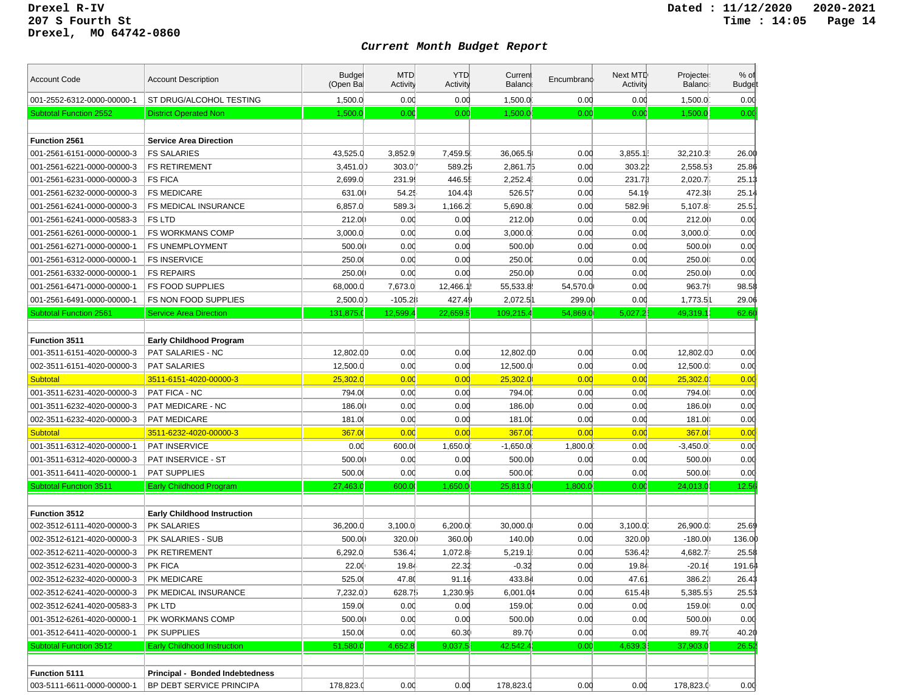Drexel R-IV
207 S Fourth St
Drexel, MO 64742-0860

Dated : 11/12/2020 2020-2021
Time : 14:05

## *Current Month Budget Report*

| Account Code | Account Description | Budget (Open Bal | MTD Activity | YTD Activity | Current Balance | Encumbrance | Next MTD Activity | Projected Balance | % of Budget |
|---|---|---|---|---|---|---|---|---|---|
| 001-2552-6312-0000-00000-1 | ST DRUG/ALCOHOL TESTING | 1,500.0 | 0.00 | 0.00 | 1,500.0 | 0.00 | 0.00 | 1,500.0 | 0.00 |
| Subtotal Function 2552 | District Operated Non | 1,500.0 | 0.00 | 0.00 | 1,500.0 | 0.00 | 0.00 | 1,500.0 | 0.00 |
| | | | | | | | | | |
| **Function 2561** | **Service Area Direction** | | | | | | | | |
| 001-2561-6151-0000-00000-3 | FS SALARIES | 43,525.0 | 3,852.9 | 7,459.5 | 36,065.5 | 0.00 | 3,855.1 | 32,210.3 | 26.00 |
| 001-2561-6221-0000-00000-3 | FS RETIREMENT | 3,451.0 | 303.0 | 589.25 | 2,861.75 | 0.00 | 303.22 | 2,558.53 | 25.86 |
| 001-2561-6231-0000-00000-3 | FS FICA | 2,699.0 | 231.9 | 446.5 | 2,252.4 | 0.00 | 231.73 | 2,020.7 | 25.13 |
| 001-2561-6232-0000-00000-3 | FS MEDICARE | 631.00 | 54.25 | 104.43 | 526.57 | 0.00 | 54.19 | 472.38 | 25.14 |
| 001-2561-6241-0000-00000-3 | FS MEDICAL INSURANCE | 6,857.0 | 589.3 | 1,166.2 | 5,690.8 | 0.00 | 582.96 | 5,107.8 | 25.51 |
| 001-2561-6241-0000-00583-3 | FS LTD | 212.00 | 0.00 | 0.00 | 212.00 | 0.00 | 0.00 | 212.00 | 0.00 |
| 001-2561-6261-0000-00000-1 | FS WORKMANS COMP | 3,000.0 | 0.00 | 0.00 | 3,000.0 | 0.00 | 0.00 | 3,000.0 | 0.00 |
| 001-2561-6271-0000-00000-1 | FS UNEMPLOYMENT | 500.00 | 0.00 | 0.00 | 500.00 | 0.00 | 0.00 | 500.00 | 0.00 |
| 001-2561-6312-0000-00000-1 | FS INSERVICE | 250.00 | 0.00 | 0.00 | 250.00 | 0.00 | 0.00 | 250.00 | 0.00 |
| 001-2561-6332-0000-00000-1 | FS REPAIRS | 250.00 | 0.00 | 0.00 | 250.00 | 0.00 | 0.00 | 250.00 | 0.00 |
| 001-2561-6471-0000-00000-1 | FS FOOD SUPPLIES | 68,000.0 | 7,673.0 | 12,466.1 | 55,533.8 | 54,570.0 | 0.00 | 963.79 | 98.58 |
| 001-2561-6491-0000-00000-1 | FS NON FOOD SUPPLIES | 2,500.00 | -105.28 | 427.49 | 2,072.51 | 299.00 | 0.00 | 1,773.51 | 29.06 |
| Subtotal Function 2561 | Service Area Direction | 131,875.0 | 12,599.4 | 22,659.5 | 109,215.4 | 54,869.0 | 5,027.2 | 49,319.1 | 62.60 |
| | | | | | | | | | |
| **Function 3511** | **Early Childhood Program** | | | | | | | | |
| 001-3511-6151-4020-00000-3 | PAT SALARIES - NC | 12,802.00 | 0.00 | 0.00 | 12,802.00 | 0.00 | 0.00 | 12,802.00 | 0.00 |
| 002-3511-6151-4020-00000-3 | PAT SALARIES | 12,500.0 | 0.00 | 0.00 | 12,500.0 | 0.00 | 0.00 | 12,500.0 | 0.00 |
| Subtotal | 3511-6151-4020-00000-3 | 25,302.0 | 0.00 | 0.00 | 25,302.0 | 0.00 | 0.00 | 25,302.0 | 0.00 |
| 001-3511-6231-4020-00000-3 | PAT FICA - NC | 794.00 | 0.00 | 0.00 | 794.00 | 0.00 | 0.00 | 794.00 | 0.00 |
| 001-3511-6232-4020-00000-3 | PAT MEDICARE - NC | 186.00 | 0.00 | 0.00 | 186.00 | 0.00 | 0.00 | 186.00 | 0.00 |
| 002-3511-6232-4020-00000-3 | PAT MEDICARE | 181.00 | 0.00 | 0.00 | 181.00 | 0.00 | 0.00 | 181.00 | 0.00 |
| Subtotal | 3511-6232-4020-00000-3 | 367.00 | 0.00 | 0.00 | 367.00 | 0.00 | 0.00 | 367.00 | 0.00 |
| 001-3511-6312-4020-00000-1 | PAT INSERVICE | 0.00 | 600.00 | 1,650.0 | -1,650.0 | 1,800.0 | 0.00 | -3,450.0 | 0.00 |
| 001-3511-6312-4020-00000-3 | PAT INSERVICE - ST | 500.00 | 0.00 | 0.00 | 500.00 | 0.00 | 0.00 | 500.00 | 0.00 |
| 001-3511-6411-4020-00000-1 | PAT SUPPLIES | 500.00 | 0.00 | 0.00 | 500.00 | 0.00 | 0.00 | 500.00 | 0.00 |
| Subtotal Function 3511 | Early Childhood Program | 27,463.0 | 600.00 | 1,650.0 | 25,813.0 | 1,800.0 | 0.00 | 24,013.0 | 12.56 |
| | | | | | | | | | |
| **Function 3512** | **Early Childhood Instruction** | | | | | | | | |
| 002-3512-6111-4020-00000-3 | PK SALARIES | 36,200.0 | 3,100.0 | 6,200.0 | 30,000.0 | 0.00 | 3,100.0 | 26,900.0 | 25.69 |
| 002-3512-6121-4020-00000-3 | PK SALARIES - SUB | 500.00 | 320.00 | 360.00 | 140.00 | 0.00 | 320.00 | -180.00 | 136.00 |
| 002-3512-6211-4020-00000-3 | PK RETIREMENT | 6,292.0 | 536.4 | 1,072.8 | 5,219.1 | 0.00 | 536.42 | 4,682.7 | 25.58 |
| 002-3512-6231-4020-00000-3 | PK FICA | 22.00 | 19.84 | 22.32 | -0.32 | 0.00 | 19.84 | -20.16 | 191.64 |
| 002-3512-6232-4020-00000-3 | PK MEDICARE | 525.00 | 47.80 | 91.16 | 433.84 | 0.00 | 47.61 | 386.23 | 26.43 |
| 002-3512-6241-4020-00000-3 | PK MEDICAL INSURANCE | 7,232.00 | 628.75 | 1,230.96 | 6,001.04 | 0.00 | 615.48 | 5,385.56 | 25.53 |
| 002-3512-6241-4020-00583-3 | PK LTD | 159.00 | 0.00 | 0.00 | 159.00 | 0.00 | 0.00 | 159.00 | 0.00 |
| 001-3512-6261-4020-00000-1 | PK WORKMANS COMP | 500.00 | 0.00 | 0.00 | 500.00 | 0.00 | 0.00 | 500.00 | 0.00 |
| 001-3512-6411-4020-00000-1 | PK SUPPLIES | 150.00 | 0.00 | 60.30 | 89.70 | 0.00 | 0.00 | 89.70 | 40.20 |
| Subtotal Function 3512 | Early Childhood Instruction | 51,580.0 | 4,652.8 | 9,037.5 | 42,542.4 | 0.00 | 4,639.3 | 37,903.0 | 26.52 |
| | | | | | | | | | |
| **Function 5111** | **Principal - Bonded Indebtedness** | | | | | | | | |
| 003-5111-6611-0000-00000-1 | BP DEBT SERVICE PRINCIPA | 178,823.0 | 0.00 | 0.00 | 178,823.0 | 0.00 | 0.00 | 178,823.0 | 0.00 |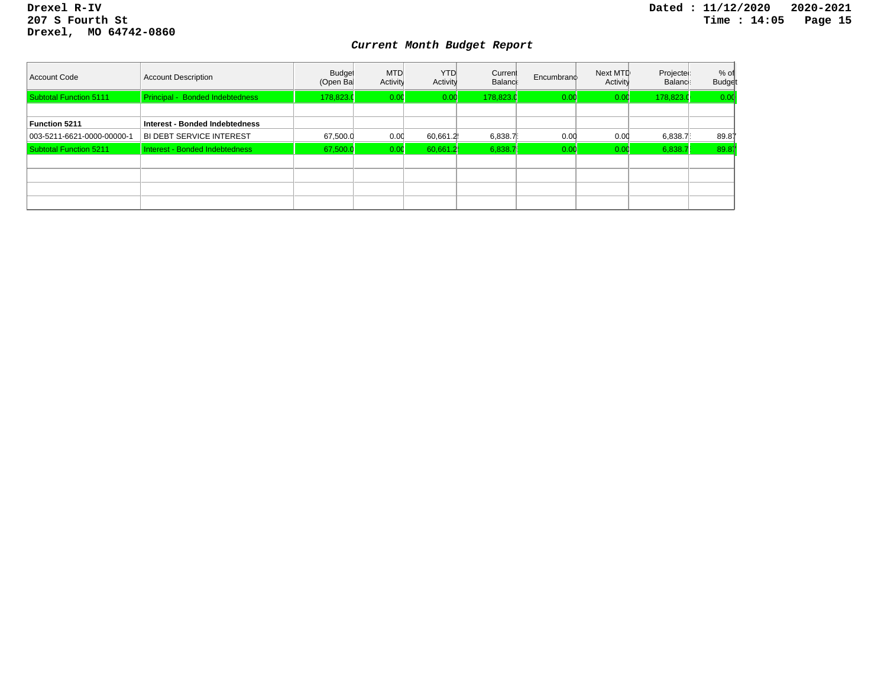Drexel R-IV
207 S Fourth St
Drexel, MO 64742-0860

Dated : 11/12/2020 2020-2021
Time : 14:05

## *Current Month Budget Report*

| Account Code | Account Description | Budget (Open Bal | MTD Activity | YTD Activity | Current Balance | Encumbrance | Next MTD Activity | Projected Balance | % of Budget |
|---|---|---|---|---|---|---|---|---|---|
| Subtotal Function 5111 | Principal - Bonded Indebtedness | 178,823.0 | 0.00 | 0.00 | 178,823.0 | 0.00 | 0.00 | 178,823.0 | 0.00 |
| | | | | | | | | | |
| **Function 5211** | **Interest - Bonded Indebtedness** | | | | | | | | |
| 003-5211-6621-0000-00000-1 | BI DEBT SERVICE INTEREST | 67,500.0 | 0.00 | 60,661.2 | 6,838.7 | 0.00 | 0.00 | 6,838.7 | 89.87 |
| Subtotal Function 5211 | Interest - Bonded Indebtedness | 67,500.0 | 0.00 | 60,661.2 | 6,838.7 | 0.00 | 0.00 | 6,838.7 | 89.87 |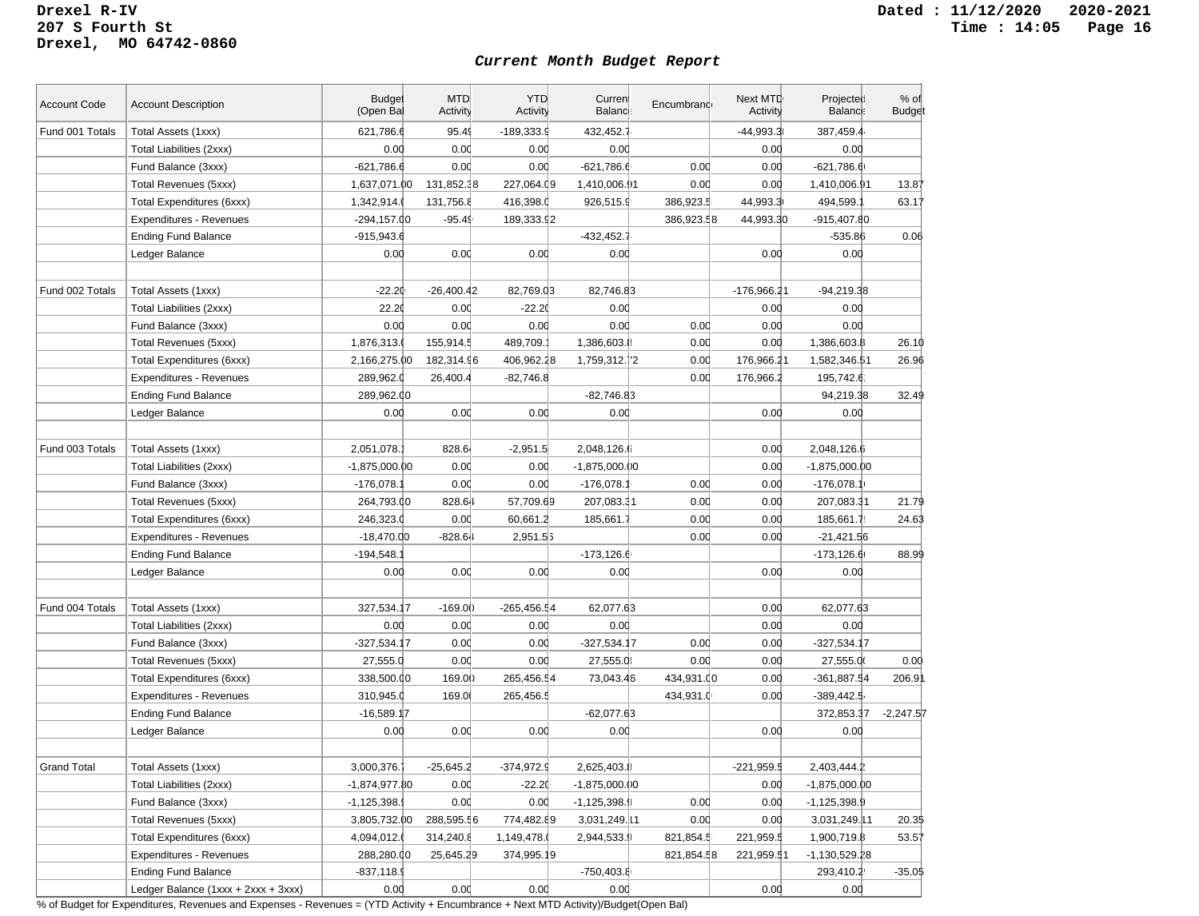Drexel R-IV
207 S Fourth St
Drexel, MO 64742-0860

Dated : 11/12/2020 2020-2021
Time : 14:05

## *Current Month Budget Report*

| Account Code | Account Description | Budget (Open Bal | MTD Activity | YTD Activity | Current Balance | Encumbrance | Next MTD Activity | Projected Balance | % of Budget |
|---|---|---|---|---|---|---|---|---|---|
| Fund 001 Totals | Total Assets (1xxx) | 621,786.6 | 95.49 | -189,333.9 | 432,452.7 | | -44,993.3 | 387,459.4 | |
| | Total Liabilities (2xxx) | 0.00 | 0.00 | 0.00 | 0.00 | | 0.00 | 0.00 | |
| | Fund Balance (3xxx) | -621,786.6 | 0.00 | 0.00 | -621,786.6 | 0.00 | 0.00 | -621,786.6 | |
| | Total Revenues (5xxx) | 1,637,071.00 | 131,852.38 | 227,064.09 | 1,410,006.91 | 0.00 | 0.00 | 1,410,006.91 | 13.87 |
| | Total Expenditures (6xxx) | 1,342,914.0 | 131,756.8 | 416,398.0 | 926,515.9 | 386,923.5 | 44,993.30 | 494,599.1 | 63.17 |
| | Expenditures - Revenues | -294,157.00 | -95.49 | 189,333.92 | | 386,923.58 | 44,993.30 | -915,407.80 | |
| | Ending Fund Balance | -915,943.6 | | | -432,452.7 | | | -535.86 | 0.06 |
| | Ledger Balance | 0.00 | 0.00 | 0.00 | 0.00 | | 0.00 | 0.00 | |
| | | | | | | | | | |
| Fund 002 Totals | Total Assets (1xxx) | -22.20 | -26,400.42 | 82,769.03 | 82,746.83 | | -176,966.21 | -94,219.38 | |
| | Total Liabilities (2xxx) | 22.20 | 0.00 | -22.20 | 0.00 | | 0.00 | 0.00 | |
| | Fund Balance (3xxx) | 0.00 | 0.00 | 0.00 | 0.00 | 0.00 | 0.00 | 0.00 | |
| | Total Revenues (5xxx) | 1,876,313.0 | 155,914.5 | 489,709.1 | 1,386,603.8 | 0.00 | 0.00 | 1,386,603.8 | 26.10 |
| | Total Expenditures (6xxx) | 2,166,275.00 | 182,314.96 | 406,962.28 | 1,759,312.72 | 0.00 | 176,966.21 | 1,582,346.51 | 26.96 |
| | Expenditures - Revenues | 289,962.0 | 26,400.4 | -82,746.8 | | 0.00 | 176,966.2 | 195,742.6 | |
| | Ending Fund Balance | 289,962.00 | | | -82,746.83 | | | 94,219.38 | 32.49 |
| | Ledger Balance | 0.00 | 0.00 | 0.00 | 0.00 | | 0.00 | 0.00 | |
| | | | | | | | | | |
| Fund 003 Totals | Total Assets (1xxx) | 2,051,078.1 | 828.64 | -2,951.5 | 2,048,126.6 | | 0.00 | 2,048,126.6 | |
| | Total Liabilities (2xxx) | -1,875,000.00 | 0.00 | 0.00 | -1,875,000.00 | | 0.00 | -1,875,000.00 | |
| | Fund Balance (3xxx) | -176,078.1 | 0.00 | 0.00 | -176,078.1 | 0.00 | 0.00 | -176,078.1 | |
| | Total Revenues (5xxx) | 264,793.00 | 828.64 | 57,709.69 | 207,083.31 | 0.00 | 0.00 | 207,083.31 | 21.79 |
| | Total Expenditures (6xxx) | 246,323.0 | 0.00 | 60,661.2 | 185,661.7 | 0.00 | 0.00 | 185,661.7 | 24.63 |
| | Expenditures - Revenues | -18,470.00 | -828.64 | 2,951.56 | | 0.00 | 0.00 | -21,421.56 | |
| | Ending Fund Balance | -194,548.1 | | | -173,126.6 | | | -173,126.6 | 88.99 |
| | Ledger Balance | 0.00 | 0.00 | 0.00 | 0.00 | | 0.00 | 0.00 | |
| | | | | | | | | | |
| Fund 004 Totals | Total Assets (1xxx) | 327,534.17 | -169.00 | -265,456.54 | 62,077.63 | | 0.00 | 62,077.63 | |
| | Total Liabilities (2xxx) | 0.00 | 0.00 | 0.00 | 0.00 | | 0.00 | 0.00 | |
| | Fund Balance (3xxx) | -327,534.17 | 0.00 | 0.00 | -327,534.17 | 0.00 | 0.00 | -327,534.17 | |
| | Total Revenues (5xxx) | 27,555.0 | 0.00 | 0.00 | 27,555.0 | 0.00 | 0.00 | 27,555.0 | 0.00 |
| | Total Expenditures (6xxx) | 338,500.00 | 169.00 | 265,456.54 | 73,043.46 | 434,931.00 | 0.00 | -361,887.54 | 206.91 |
| | Expenditures - Revenues | 310,945.0 | 169.0 | 265,456.5 | | 434,931.0 | 0.00 | -389,442.5 | |
| | Ending Fund Balance | -16,589.17 | | | -62,077.63 | | | 372,853.37 | -2,247.57 |
| | Ledger Balance | 0.00 | 0.00 | 0.00 | 0.00 | | 0.00 | 0.00 | |
| | | | | | | | | | |
| Grand Total | Total Assets (1xxx) | 3,000,376.7 | -25,645.2 | -374,972.9 | 2,625,403.8 | | -221,959.5 | 2,403,444.2 | |
| | Total Liabilities (2xxx) | -1,874,977.80 | 0.00 | -22.20 | -1,875,000.00 | | 0.00 | -1,875,000.00 | |
| | Fund Balance (3xxx) | -1,125,398.9 | 0.00 | 0.00 | -1,125,398.9 | 0.00 | 0.00 | -1,125,398.9 | |
| | Total Revenues (5xxx) | 3,805,732.00 | 288,595.56 | 774,482.89 | 3,031,249.11 | 0.00 | 0.00 | 3,031,249.11 | 20.35 |
| | Total Expenditures (6xxx) | 4,094,012.0 | 314,240.8 | 1,149,478.0 | 2,944,533.9 | 821,854.5 | 221,959.5 | 1,900,719.8 | 53.57 |
| | Expenditures - Revenues | 288,280.00 | 25,645.29 | 374,995.19 | | 821,854.58 | 221,959.51 | -1,130,529.28 | |
| | Ending Fund Balance | -837,118.9 | | | -750,403.8 | | | 293,410.2 | -35.05 |
| | Ledger Balance (1xxx + 2xxx + 3xxx) | 0.00 | 0.00 | 0.00 | 0.00 | | 0.00 | 0.00 | |

% of Budget for Expenditures, Revenues and Expenses - Revenues = (YTD Activity + Encumbrance + Next MTD Activity)/Budget(Open Bal)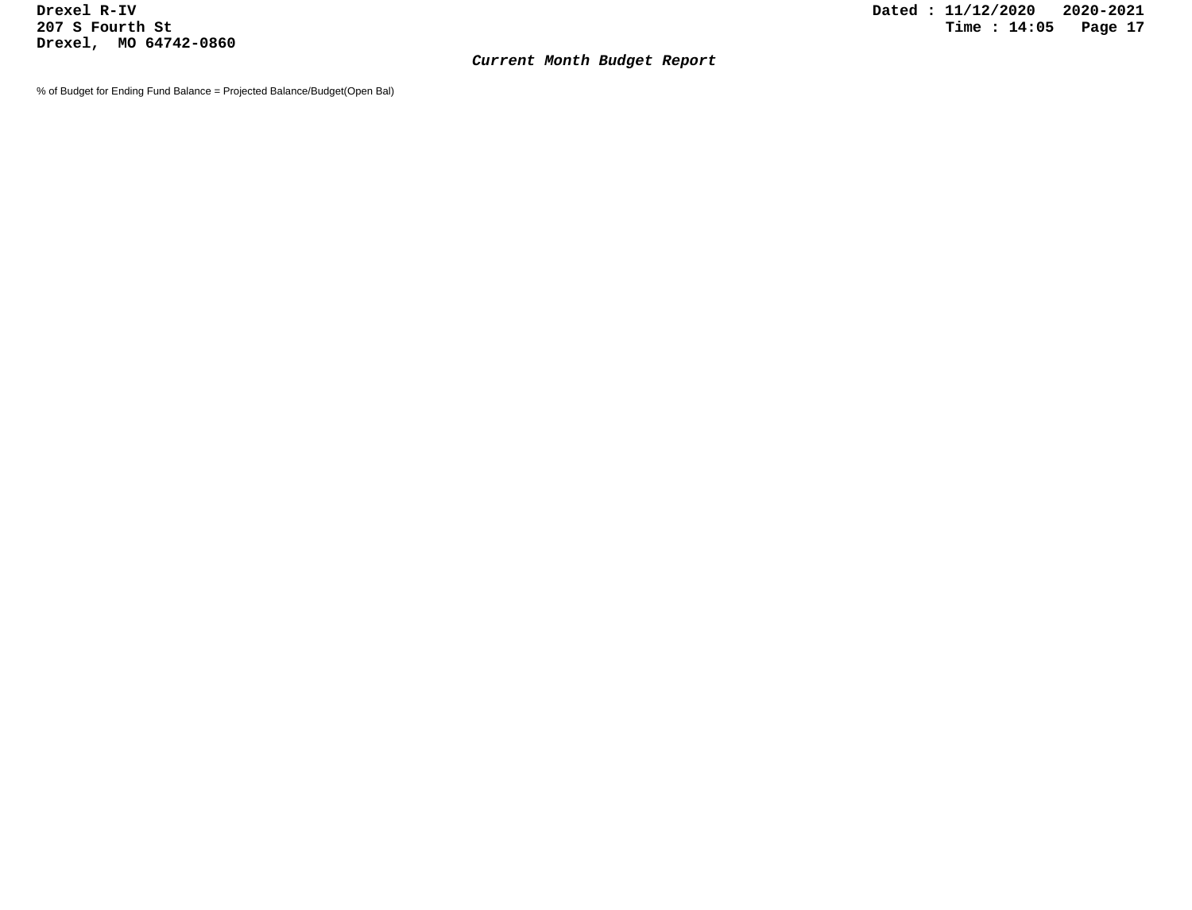## Current Month Budget Report

% of Budget for Ending Fund Balance = Projected Balance/Budget(Open Bal)